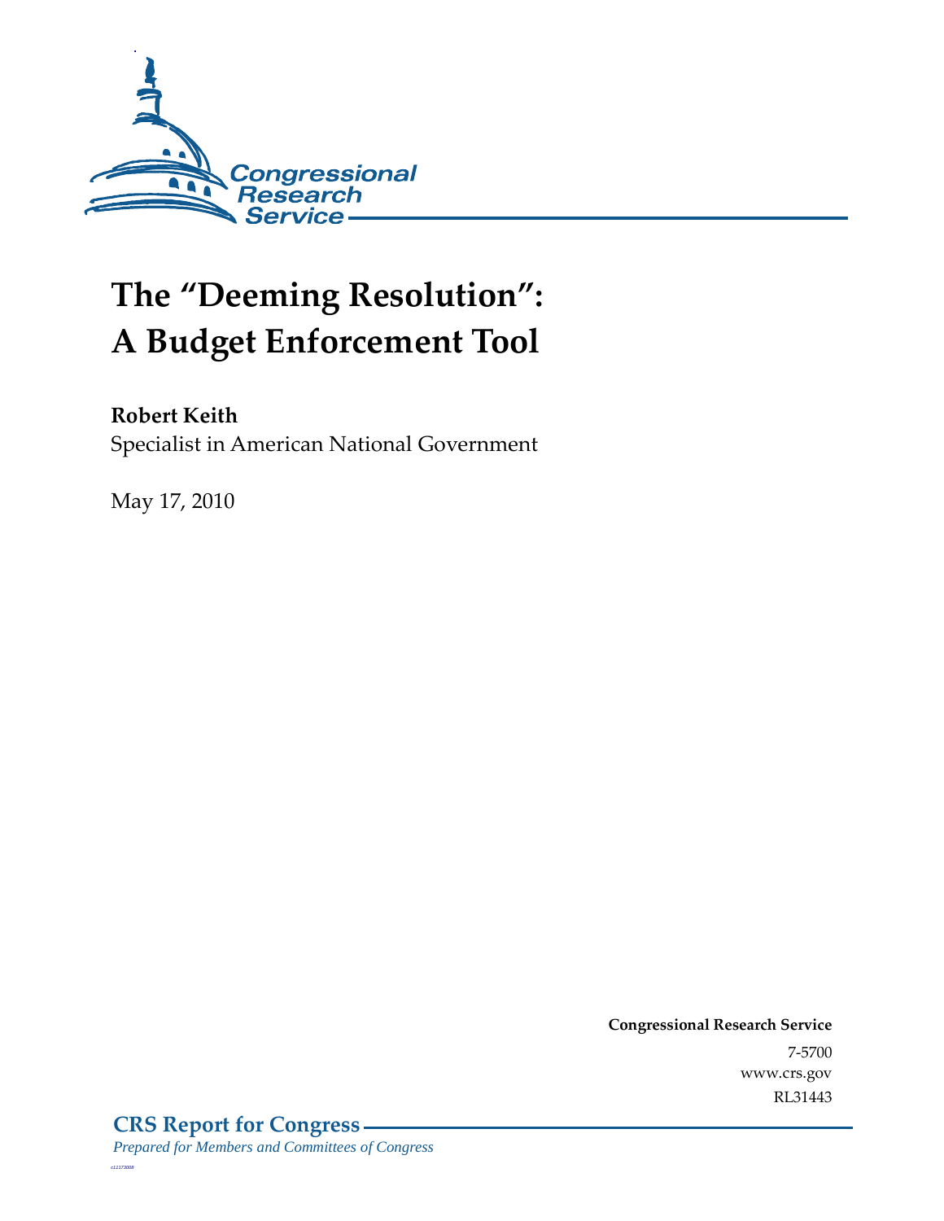Congressional Research Service

# The "Deeming Resolution": A Budget Enforcement Tool

**Robert Keith**
Specialist in American National Government

May 17, 2010

**Congressional Research Service**
7-5700
www.crs.gov
RL31443

**CRS Report for Congress**
*Prepared for Members and Committees of Congress*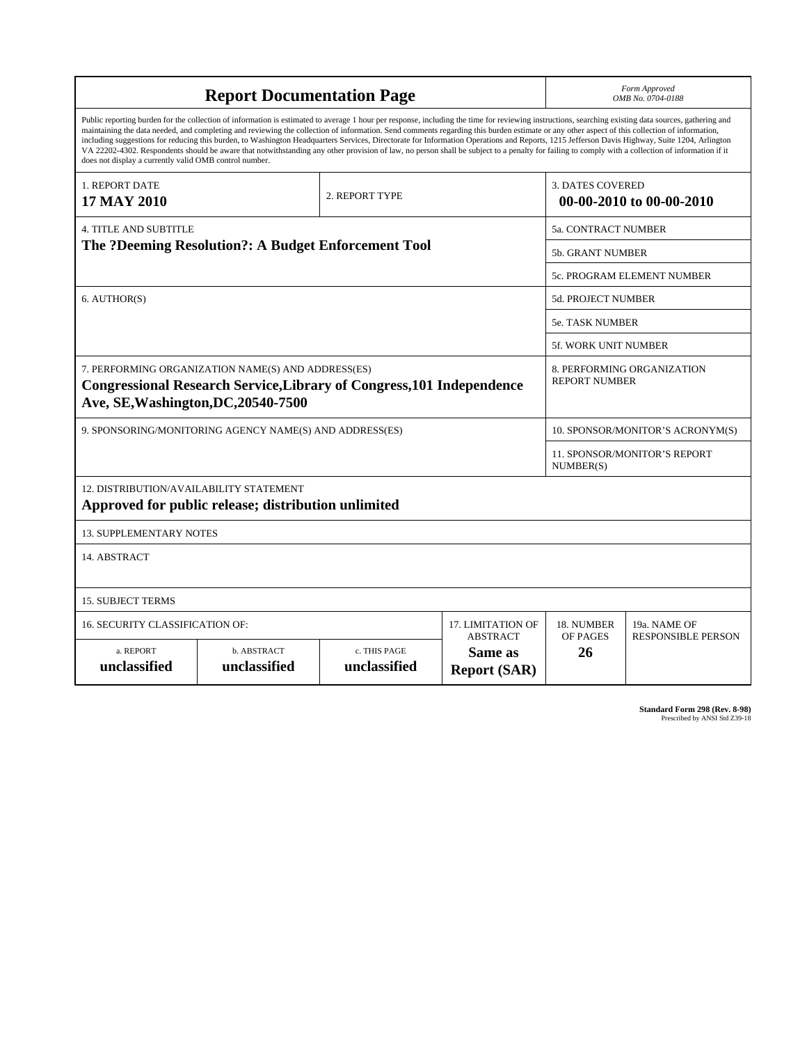# Report Documentation Page

*Form Approved*
*OMB No. 0704-0188*

Public reporting burden for the collection of information is estimated to average 1 hour per response, including the time for reviewing instructions, searching existing data sources, gathering and maintaining the data needed, and completing and reviewing the collection of information. Send comments regarding this burden estimate or any other aspect of this collection of information, including suggestions for reducing this burden, to Washington Headquarters Services, Directorate for Information Operations and Reports, 1215 Jefferson Davis Highway, Suite 1204, Arlington VA 22202-4302. Respondents should be aware that notwithstanding any other provision of law, no person shall be subject to a penalty for failing to comply with a collection of information if it does not display a currently valid OMB control number.

| | | |
|---|---|---|
| 1. REPORT DATE<br>**17 MAY 2010** | 2. REPORT TYPE | 3. DATES COVERED<br>**00-00-2010 to 00-00-2010** |
| 4. TITLE AND SUBTITLE<br>**The ?Deeming Resolution?: A Budget Enforcement Tool** | | 5a. CONTRACT NUMBER |
| | | 5b. GRANT NUMBER |
| | | 5c. PROGRAM ELEMENT NUMBER |
| 6. AUTHOR(S) | | 5d. PROJECT NUMBER |
| | | 5e. TASK NUMBER |
| | | 5f. WORK UNIT NUMBER |
| 7. PERFORMING ORGANIZATION NAME(S) AND ADDRESS(ES)<br>**Congressional Research Service,Library of Congress,101 Independence Ave, SE,Washington,DC,20540-7500** | | 8. PERFORMING ORGANIZATION REPORT NUMBER |
| 9. SPONSORING/MONITORING AGENCY NAME(S) AND ADDRESS(ES) | | 10. SPONSOR/MONITOR'S ACRONYM(S) |
| | | 11. SPONSOR/MONITOR'S REPORT NUMBER(S) |
| 12. DISTRIBUTION/AVAILABILITY STATEMENT<br>**Approved for public release; distribution unlimited** | | |
| 13. SUPPLEMENTARY NOTES | | |
| 14. ABSTRACT | | |
| 15. SUBJECT TERMS | | |

| 16. SECURITY CLASSIFICATION OF: | | | 17. LIMITATION OF ABSTRACT | 18. NUMBER OF PAGES | 19a. NAME OF RESPONSIBLE PERSON |
|---|---|---|---|---|---|
| a. REPORT<br>**unclassified** | b. ABSTRACT<br>**unclassified** | c. THIS PAGE<br>**unclassified** | **Same as Report (SAR)** | **26** | |

**Standard Form 298 (Rev. 8-98)**
Prescribed by ANSI Std Z39-18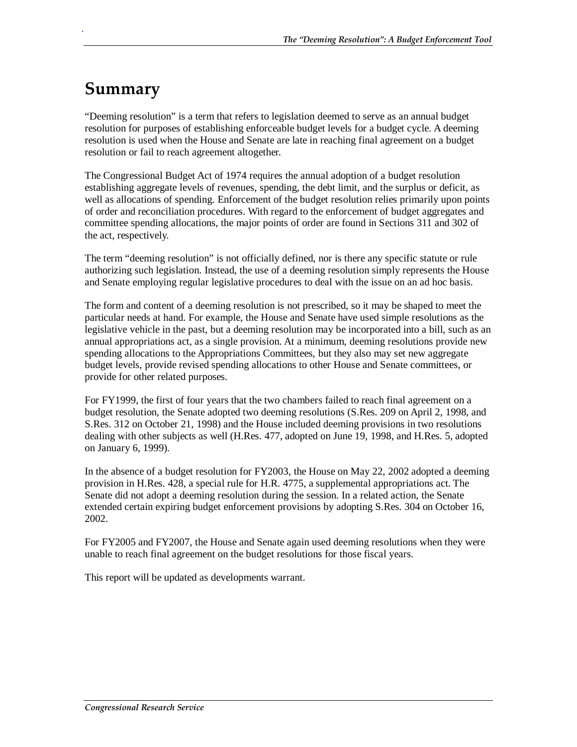# Summary

"Deeming resolution" is a term that refers to legislation deemed to serve as an annual budget resolution for purposes of establishing enforceable budget levels for a budget cycle. A deeming resolution is used when the House and Senate are late in reaching final agreement on a budget resolution or fail to reach agreement altogether.

The Congressional Budget Act of 1974 requires the annual adoption of a budget resolution establishing aggregate levels of revenues, spending, the debt limit, and the surplus or deficit, as well as allocations of spending. Enforcement of the budget resolution relies primarily upon points of order and reconciliation procedures. With regard to the enforcement of budget aggregates and committee spending allocations, the major points of order are found in Sections 311 and 302 of the act, respectively.

The term "deeming resolution" is not officially defined, nor is there any specific statute or rule authorizing such legislation. Instead, the use of a deeming resolution simply represents the House and Senate employing regular legislative procedures to deal with the issue on an ad hoc basis.

The form and content of a deeming resolution is not prescribed, so it may be shaped to meet the particular needs at hand. For example, the House and Senate have used simple resolutions as the legislative vehicle in the past, but a deeming resolution may be incorporated into a bill, such as an annual appropriations act, as a single provision. At a minimum, deeming resolutions provide new spending allocations to the Appropriations Committees, but they also may set new aggregate budget levels, provide revised spending allocations to other House and Senate committees, or provide for other related purposes.

For FY1999, the first of four years that the two chambers failed to reach final agreement on a budget resolution, the Senate adopted two deeming resolutions (S.Res. 209 on April 2, 1998, and S.Res. 312 on October 21, 1998) and the House included deeming provisions in two resolutions dealing with other subjects as well (H.Res. 477, adopted on June 19, 1998, and H.Res. 5, adopted on January 6, 1999).

In the absence of a budget resolution for FY2003, the House on May 22, 2002 adopted a deeming provision in H.Res. 428, a special rule for H.R. 4775, a supplemental appropriations act. The Senate did not adopt a deeming resolution during the session. In a related action, the Senate extended certain expiring budget enforcement provisions by adopting S.Res. 304 on October 16, 2002.

For FY2005 and FY2007, the House and Senate again used deeming resolutions when they were unable to reach final agreement on the budget resolutions for those fiscal years.

This report will be updated as developments warrant.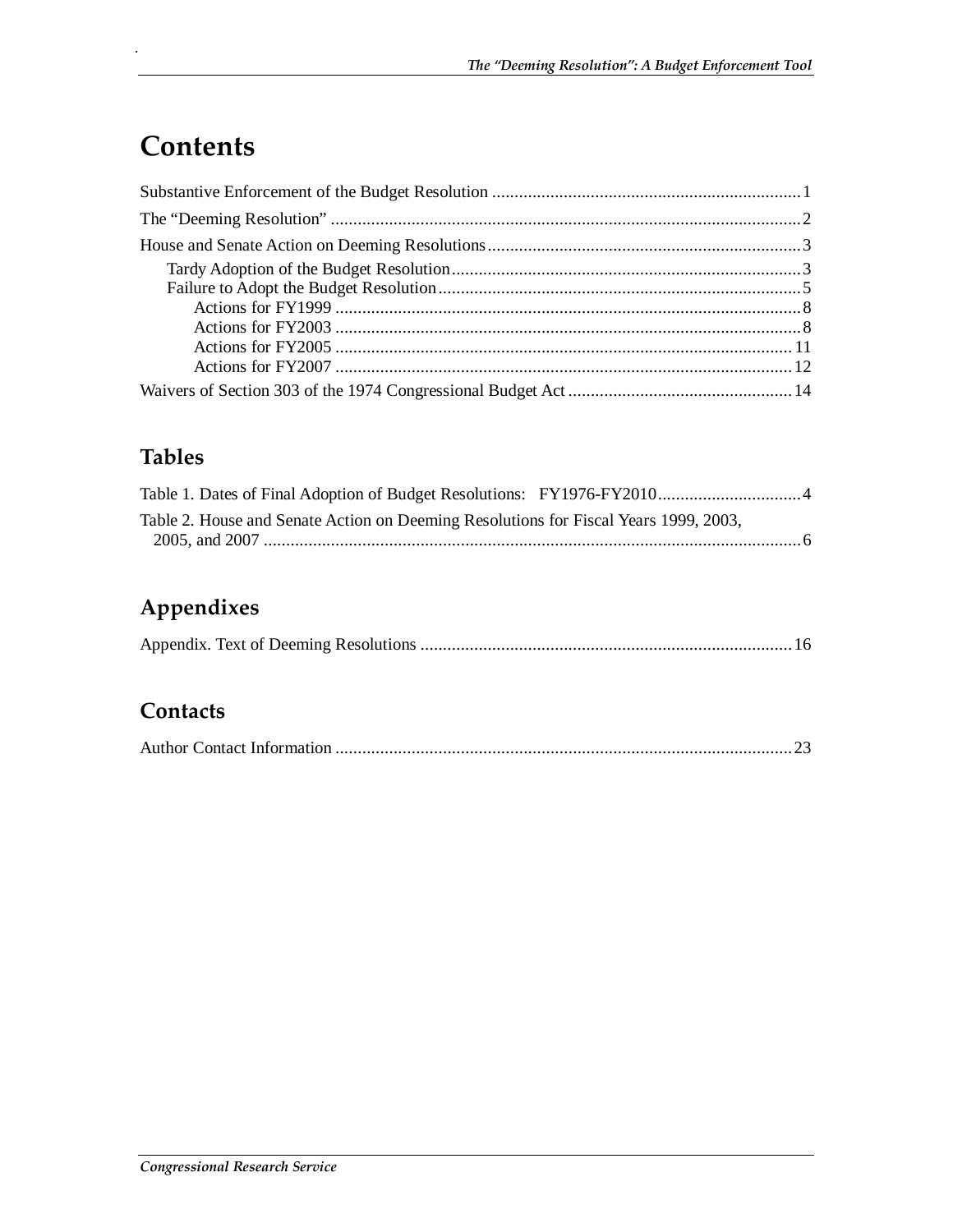# Contents

Substantive Enforcement of the Budget Resolution ..................................................................... 1
The "Deeming Resolution" ......................................................................................................... 2
House and Senate Action on Deeming Resolutions ...................................................................... 3
    Tardy Adoption of the Budget Resolution .............................................................................. 3
    Failure to Adopt the Budget Resolution ................................................................................. 5
        Actions for FY1999 ........................................................................................................ 8
        Actions for FY2003 ........................................................................................................ 8
        Actions for FY2005 ...................................................................................................... 11
        Actions for FY2007 ...................................................................................................... 12
Waivers of Section 303 of the 1974 Congressional Budget Act .................................................. 14

## Tables

Table 1. Dates of Final Adoption of Budget Resolutions: FY1976-FY2010 ................................ 4
Table 2. House and Senate Action on Deeming Resolutions for Fiscal Years 1999, 2003, 2005, and 2007 ........................................................................................................................ 6

## Appendixes

Appendix. Text of Deeming Resolutions ................................................................................... 16

## Contacts

Author Contact Information ...................................................................................................... 23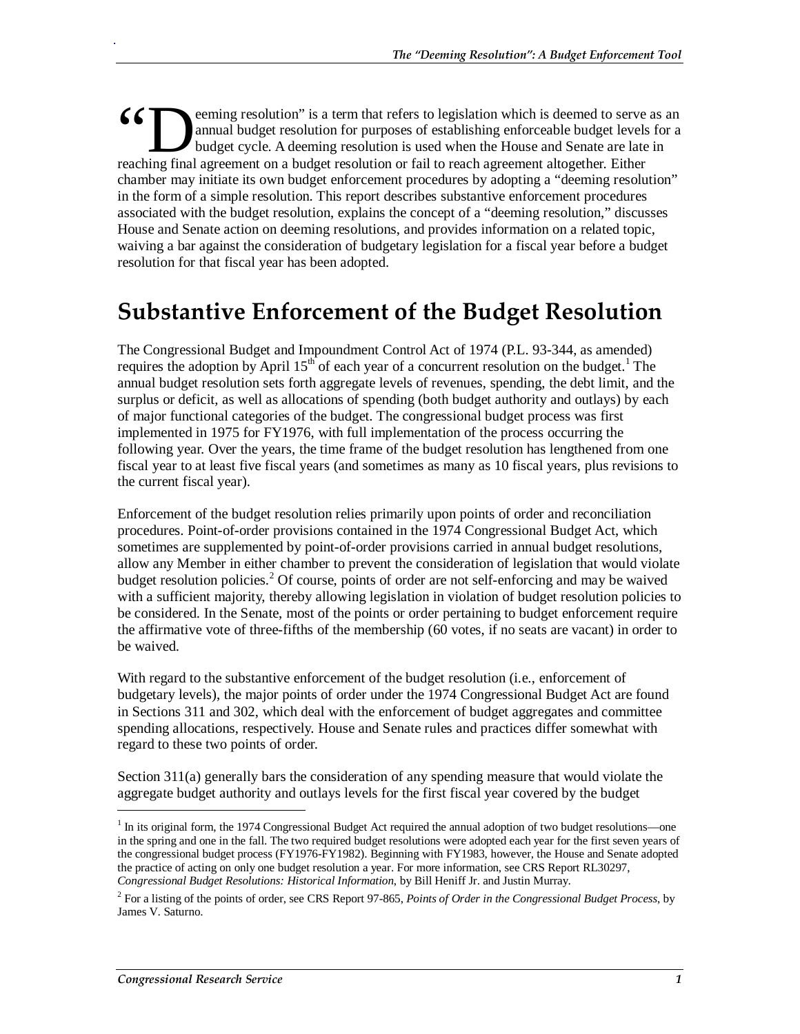"Deeming resolution" is a term that refers to legislation which is deemed to serve as an annual budget resolution for purposes of establishing enforceable budget levels for a budget cycle. A deeming resolution is used when the House and Senate are late in reaching final agreement on a budget resolution or fail to reach agreement altogether. Either chamber may initiate its own budget enforcement procedures by adopting a "deeming resolution" in the form of a simple resolution. This report describes substantive enforcement procedures associated with the budget resolution, explains the concept of a "deeming resolution," discusses House and Senate action on deeming resolutions, and provides information on a related topic, waiving a bar against the consideration of budgetary legislation for a fiscal year before a budget resolution for that fiscal year has been adopted.

# Substantive Enforcement of the Budget Resolution

The Congressional Budget and Impoundment Control Act of 1974 (P.L. 93-344, as amended) requires the adoption by April 15th of each year of a concurrent resolution on the budget.[1] The annual budget resolution sets forth aggregate levels of revenues, spending, the debt limit, and the surplus or deficit, as well as allocations of spending (both budget authority and outlays) by each of major functional categories of the budget. The congressional budget process was first implemented in 1975 for FY1976, with full implementation of the process occurring the following year. Over the years, the time frame of the budget resolution has lengthened from one fiscal year to at least five fiscal years (and sometimes as many as 10 fiscal years, plus revisions to the current fiscal year).

Enforcement of the budget resolution relies primarily upon points of order and reconciliation procedures. Point-of-order provisions contained in the 1974 Congressional Budget Act, which sometimes are supplemented by point-of-order provisions carried in annual budget resolutions, allow any Member in either chamber to prevent the consideration of legislation that would violate budget resolution policies.[2] Of course, points of order are not self-enforcing and may be waived with a sufficient majority, thereby allowing legislation in violation of budget resolution policies to be considered. In the Senate, most of the points or order pertaining to budget enforcement require the affirmative vote of three-fifths of the membership (60 votes, if no seats are vacant) in order to be waived.

With regard to the substantive enforcement of the budget resolution (i.e., enforcement of budgetary levels), the major points of order under the 1974 Congressional Budget Act are found in Sections 311 and 302, which deal with the enforcement of budget aggregates and committee spending allocations, respectively. House and Senate rules and practices differ somewhat with regard to these two points of order.

Section 311(a) generally bars the consideration of any spending measure that would violate the aggregate budget authority and outlays levels for the first fiscal year covered by the budget

---

[1] In its original form, the 1974 Congressional Budget Act required the annual adoption of two budget resolutions—one in the spring and one in the fall. The two required budget resolutions were adopted each year for the first seven years of the congressional budget process (FY1976-FY1982). Beginning with FY1983, however, the House and Senate adopted the practice of acting on only one budget resolution a year. For more information, see CRS Report RL30297, *Congressional Budget Resolutions: Historical Information*, by Bill Heniff Jr. and Justin Murray.

[2] For a listing of the points of order, see CRS Report 97-865, *Points of Order in the Congressional Budget Process*, by James V. Saturno.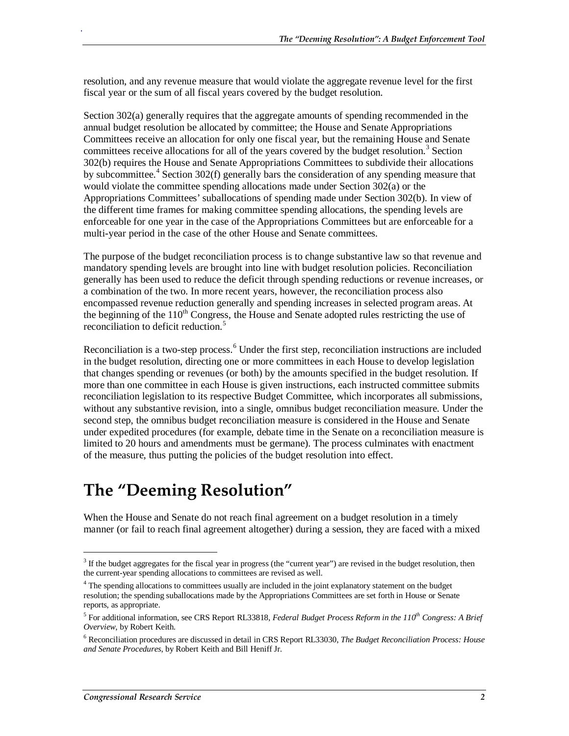resolution, and any revenue measure that would violate the aggregate revenue level for the first fiscal year or the sum of all fiscal years covered by the budget resolution.

Section 302(a) generally requires that the aggregate amounts of spending recommended in the annual budget resolution be allocated by committee; the House and Senate Appropriations Committees receive an allocation for only one fiscal year, but the remaining House and Senate committees receive allocations for all of the years covered by the budget resolution.[3] Section 302(b) requires the House and Senate Appropriations Committees to subdivide their allocations by subcommittee.[4] Section 302(f) generally bars the consideration of any spending measure that would violate the committee spending allocations made under Section 302(a) or the Appropriations Committees' suballocations of spending made under Section 302(b). In view of the different time frames for making committee spending allocations, the spending levels are enforceable for one year in the case of the Appropriations Committees but are enforceable for a multi-year period in the case of the other House and Senate committees.

The purpose of the budget reconciliation process is to change substantive law so that revenue and mandatory spending levels are brought into line with budget resolution policies. Reconciliation generally has been used to reduce the deficit through spending reductions or revenue increases, or a combination of the two. In more recent years, however, the reconciliation process also encompassed revenue reduction generally and spending increases in selected program areas. At the beginning of the 110th Congress, the House and Senate adopted rules restricting the use of reconciliation to deficit reduction.[5]

Reconciliation is a two-step process.[6] Under the first step, reconciliation instructions are included in the budget resolution, directing one or more committees in each House to develop legislation that changes spending or revenues (or both) by the amounts specified in the budget resolution. If more than one committee in each House is given instructions, each instructed committee submits reconciliation legislation to its respective Budget Committee, which incorporates all submissions, without any substantive revision, into a single, omnibus budget reconciliation measure. Under the second step, the omnibus budget reconciliation measure is considered in the House and Senate under expedited procedures (for example, debate time in the Senate on a reconciliation measure is limited to 20 hours and amendments must be germane). The process culminates with enactment of the measure, thus putting the policies of the budget resolution into effect.

# The "Deeming Resolution"

When the House and Senate do not reach final agreement on a budget resolution in a timely manner (or fail to reach final agreement altogether) during a session, they are faced with a mixed

---

[3] If the budget aggregates for the fiscal year in progress (the "current year") are revised in the budget resolution, then the current-year spending allocations to committees are revised as well.

[4] The spending allocations to committees usually are included in the joint explanatory statement on the budget resolution; the spending suballocations made by the Appropriations Committees are set forth in House or Senate reports, as appropriate.

[5] For additional information, see CRS Report RL33818, *Federal Budget Process Reform in the 110th Congress: A Brief Overview*, by Robert Keith.

[6] Reconciliation procedures are discussed in detail in CRS Report RL33030, *The Budget Reconciliation Process: House and Senate Procedures*, by Robert Keith and Bill Heniff Jr.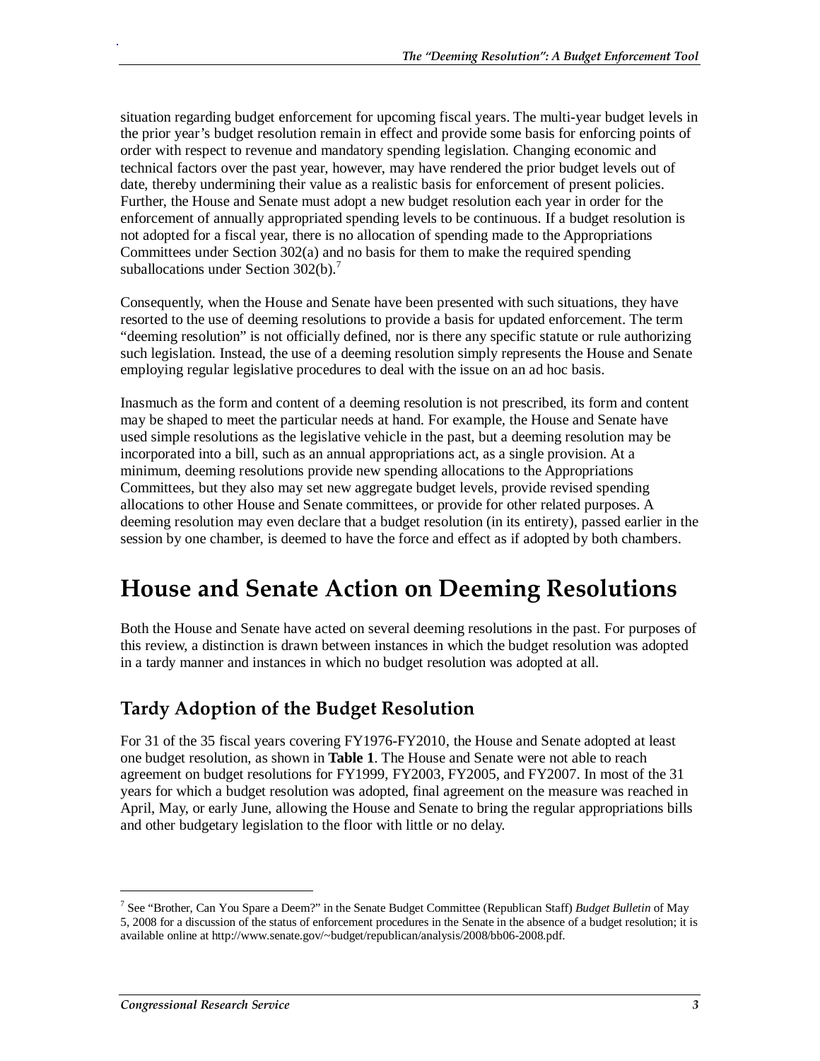situation regarding budget enforcement for upcoming fiscal years. The multi-year budget levels in the prior year's budget resolution remain in effect and provide some basis for enforcing points of order with respect to revenue and mandatory spending legislation. Changing economic and technical factors over the past year, however, may have rendered the prior budget levels out of date, thereby undermining their value as a realistic basis for enforcement of present policies. Further, the House and Senate must adopt a new budget resolution each year in order for the enforcement of annually appropriated spending levels to be continuous. If a budget resolution is not adopted for a fiscal year, there is no allocation of spending made to the Appropriations Committees under Section 302(a) and no basis for them to make the required spending suballocations under Section 302(b).[7]

Consequently, when the House and Senate have been presented with such situations, they have resorted to the use of deeming resolutions to provide a basis for updated enforcement. The term "deeming resolution" is not officially defined, nor is there any specific statute or rule authorizing such legislation. Instead, the use of a deeming resolution simply represents the House and Senate employing regular legislative procedures to deal with the issue on an ad hoc basis.

Inasmuch as the form and content of a deeming resolution is not prescribed, its form and content may be shaped to meet the particular needs at hand. For example, the House and Senate have used simple resolutions as the legislative vehicle in the past, but a deeming resolution may be incorporated into a bill, such as an annual appropriations act, as a single provision. At a minimum, deeming resolutions provide new spending allocations to the Appropriations Committees, but they also may set new aggregate budget levels, provide revised spending allocations to other House and Senate committees, or provide for other related purposes. A deeming resolution may even declare that a budget resolution (in its entirety), passed earlier in the session by one chamber, is deemed to have the force and effect as if adopted by both chambers.

# House and Senate Action on Deeming Resolutions

Both the House and Senate have acted on several deeming resolutions in the past. For purposes of this review, a distinction is drawn between instances in which the budget resolution was adopted in a tardy manner and instances in which no budget resolution was adopted at all.

## Tardy Adoption of the Budget Resolution

For 31 of the 35 fiscal years covering FY1976-FY2010, the House and Senate adopted at least one budget resolution, as shown in **Table 1**. The House and Senate were not able to reach agreement on budget resolutions for FY1999, FY2003, FY2005, and FY2007. In most of the 31 years for which a budget resolution was adopted, final agreement on the measure was reached in April, May, or early June, allowing the House and Senate to bring the regular appropriations bills and other budgetary legislation to the floor with little or no delay.

[7] See "Brother, Can You Spare a Deem?" in the Senate Budget Committee (Republican Staff) *Budget Bulletin* of May 5, 2008 for a discussion of the status of enforcement procedures in the Senate in the absence of a budget resolution; it is available online at http://www.senate.gov/~budget/republican/analysis/2008/bb06-2008.pdf.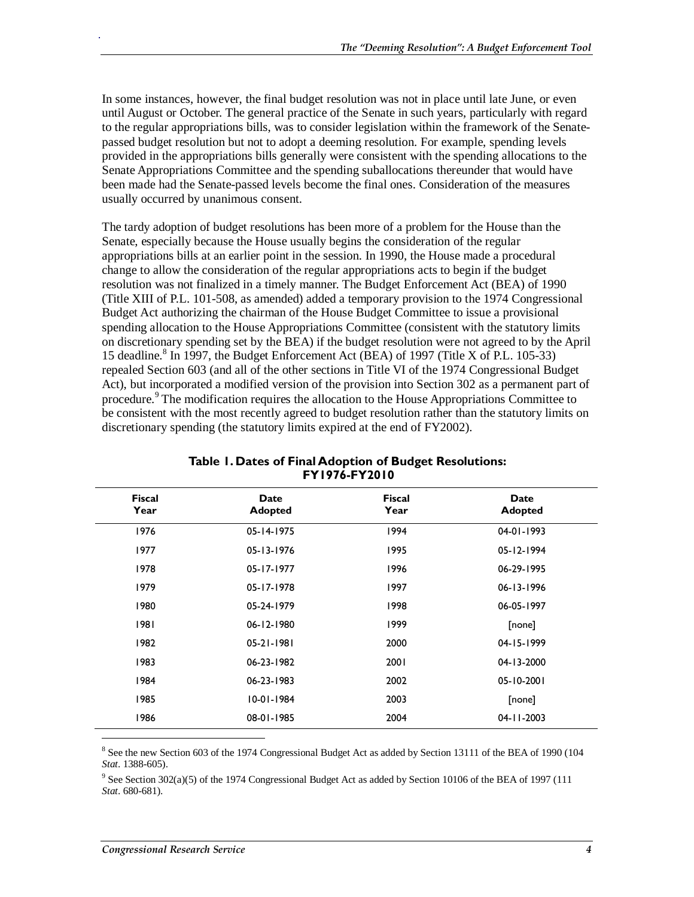In some instances, however, the final budget resolution was not in place until late June, or even until August or October. The general practice of the Senate in such years, particularly with regard to the regular appropriations bills, was to consider legislation within the framework of the Senate-passed budget resolution but not to adopt a deeming resolution. For example, spending levels provided in the appropriations bills generally were consistent with the spending allocations to the Senate Appropriations Committee and the spending suballocations thereunder that would have been made had the Senate-passed levels become the final ones. Consideration of the measures usually occurred by unanimous consent.

The tardy adoption of budget resolutions has been more of a problem for the House than the Senate, especially because the House usually begins the consideration of the regular appropriations bills at an earlier point in the session. In 1990, the House made a procedural change to allow the consideration of the regular appropriations acts to begin if the budget resolution was not finalized in a timely manner. The Budget Enforcement Act (BEA) of 1990 (Title XIII of P.L. 101-508, as amended) added a temporary provision to the 1974 Congressional Budget Act authorizing the chairman of the House Budget Committee to issue a provisional spending allocation to the House Appropriations Committee (consistent with the statutory limits on discretionary spending set by the BEA) if the budget resolution were not agreed to by the April 15 deadline.[8] In 1997, the Budget Enforcement Act (BEA) of 1997 (Title X of P.L. 105-33) repealed Section 603 (and all of the other sections in Title VI of the 1974 Congressional Budget Act), but incorporated a modified version of the provision into Section 302 as a permanent part of procedure.[9] The modification requires the allocation to the House Appropriations Committee to be consistent with the most recently agreed to budget resolution rather than the statutory limits on discretionary spending (the statutory limits expired at the end of FY2002).

**Table 1. Dates of Final Adoption of Budget Resolutions: FY1976-FY2010**

| Fiscal Year | Date Adopted | Fiscal Year | Date Adopted |
|---|---|---|---|
| 1976 | 05-14-1975 | 1994 | 04-01-1993 |
| 1977 | 05-13-1976 | 1995 | 05-12-1994 |
| 1978 | 05-17-1977 | 1996 | 06-29-1995 |
| 1979 | 05-17-1978 | 1997 | 06-13-1996 |
| 1980 | 05-24-1979 | 1998 | 06-05-1997 |
| 1981 | 06-12-1980 | 1999 | [none] |
| 1982 | 05-21-1981 | 2000 | 04-15-1999 |
| 1983 | 06-23-1982 | 2001 | 04-13-2000 |
| 1984 | 06-23-1983 | 2002 | 05-10-2001 |
| 1985 | 10-01-1984 | 2003 | [none] |
| 1986 | 08-01-1985 | 2004 | 04-11-2003 |

[8] See the new Section 603 of the 1974 Congressional Budget Act as added by Section 13111 of the BEA of 1990 (104 *Stat*. 1388-605).

[9] See Section 302(a)(5) of the 1974 Congressional Budget Act as added by Section 10106 of the BEA of 1997 (111 *Stat*. 680-681).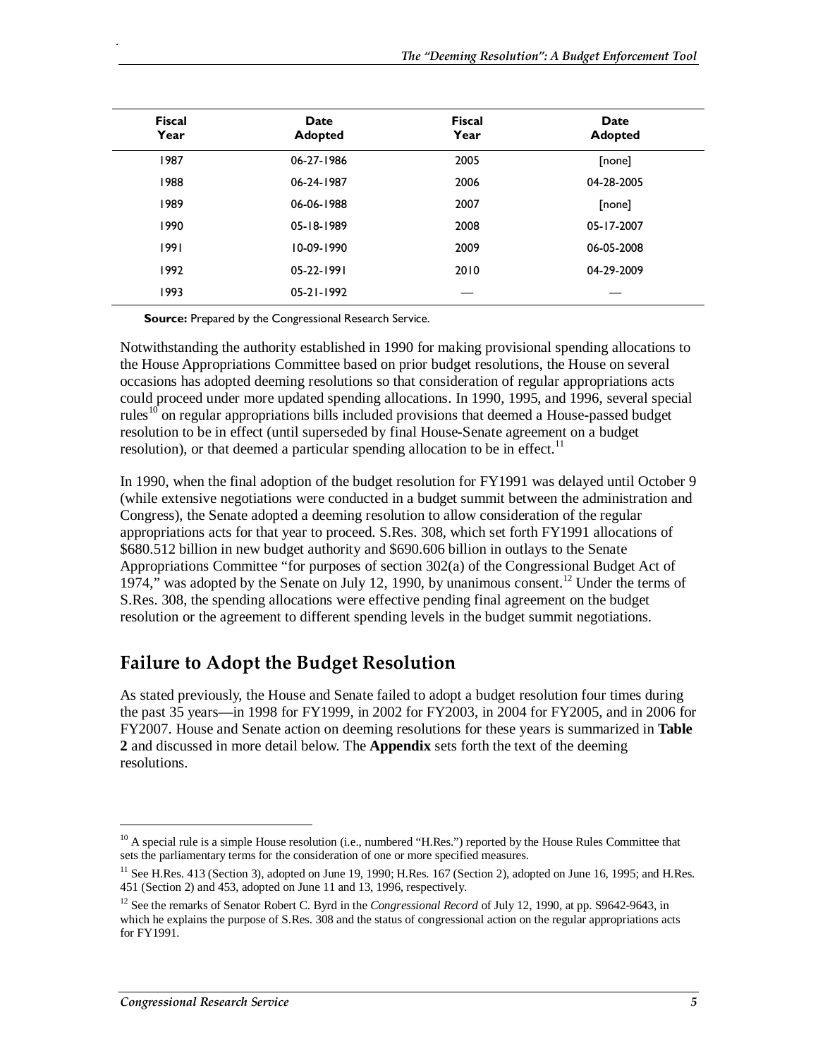| Fiscal Year | Date Adopted | Fiscal Year | Date Adopted |
|---|---|---|---|
| 1987 | 06-27-1986 | 2005 | [none] |
| 1988 | 06-24-1987 | 2006 | 04-28-2005 |
| 1989 | 06-06-1988 | 2007 | [none] |
| 1990 | 05-18-1989 | 2008 | 05-17-2007 |
| 1991 | 10-09-1990 | 2009 | 06-05-2008 |
| 1992 | 05-22-1991 | 2010 | 04-29-2009 |
| 1993 | 05-21-1992 | — | — |

**Source:** Prepared by the Congressional Research Service.

Notwithstanding the authority established in 1990 for making provisional spending allocations to the House Appropriations Committee based on prior budget resolutions, the House on several occasions has adopted deeming resolutions so that consideration of regular appropriations acts could proceed under more updated spending allocations. In 1990, 1995, and 1996, several special rules[10] on regular appropriations bills included provisions that deemed a House-passed budget resolution to be in effect (until superseded by final House-Senate agreement on a budget resolution), or that deemed a particular spending allocation to be in effect.[11]

In 1990, when the final adoption of the budget resolution for FY1991 was delayed until October 9 (while extensive negotiations were conducted in a budget summit between the administration and Congress), the Senate adopted a deeming resolution to allow consideration of the regular appropriations acts for that year to proceed. S.Res. 308, which set forth FY1991 allocations of $680.512 billion in new budget authority and $690.606 billion in outlays to the Senate Appropriations Committee "for purposes of section 302(a) of the Congressional Budget Act of 1974," was adopted by the Senate on July 12, 1990, by unanimous consent.[12] Under the terms of S.Res. 308, the spending allocations were effective pending final agreement on the budget resolution or the agreement to different spending levels in the budget summit negotiations.

## Failure to Adopt the Budget Resolution

As stated previously, the House and Senate failed to adopt a budget resolution four times during the past 35 years—in 1998 for FY1999, in 2002 for FY2003, in 2004 for FY2005, and in 2006 for FY2007. House and Senate action on deeming resolutions for these years is summarized in **Table 2** and discussed in more detail below. The **Appendix** sets forth the text of the deeming resolutions.

---

[10] A special rule is a simple House resolution (i.e., numbered "H.Res.") reported by the House Rules Committee that sets the parliamentary terms for the consideration of one or more specified measures.

[11] See H.Res. 413 (Section 3), adopted on June 19, 1990; H.Res. 167 (Section 2), adopted on June 16, 1995; and H.Res. 451 (Section 2) and 453, adopted on June 11 and 13, 1996, respectively.

[12] See the remarks of Senator Robert C. Byrd in the *Congressional Record* of July 12, 1990, at pp. S9642-9643, in which he explains the purpose of S.Res. 308 and the status of congressional action on the regular appropriations acts for FY1991.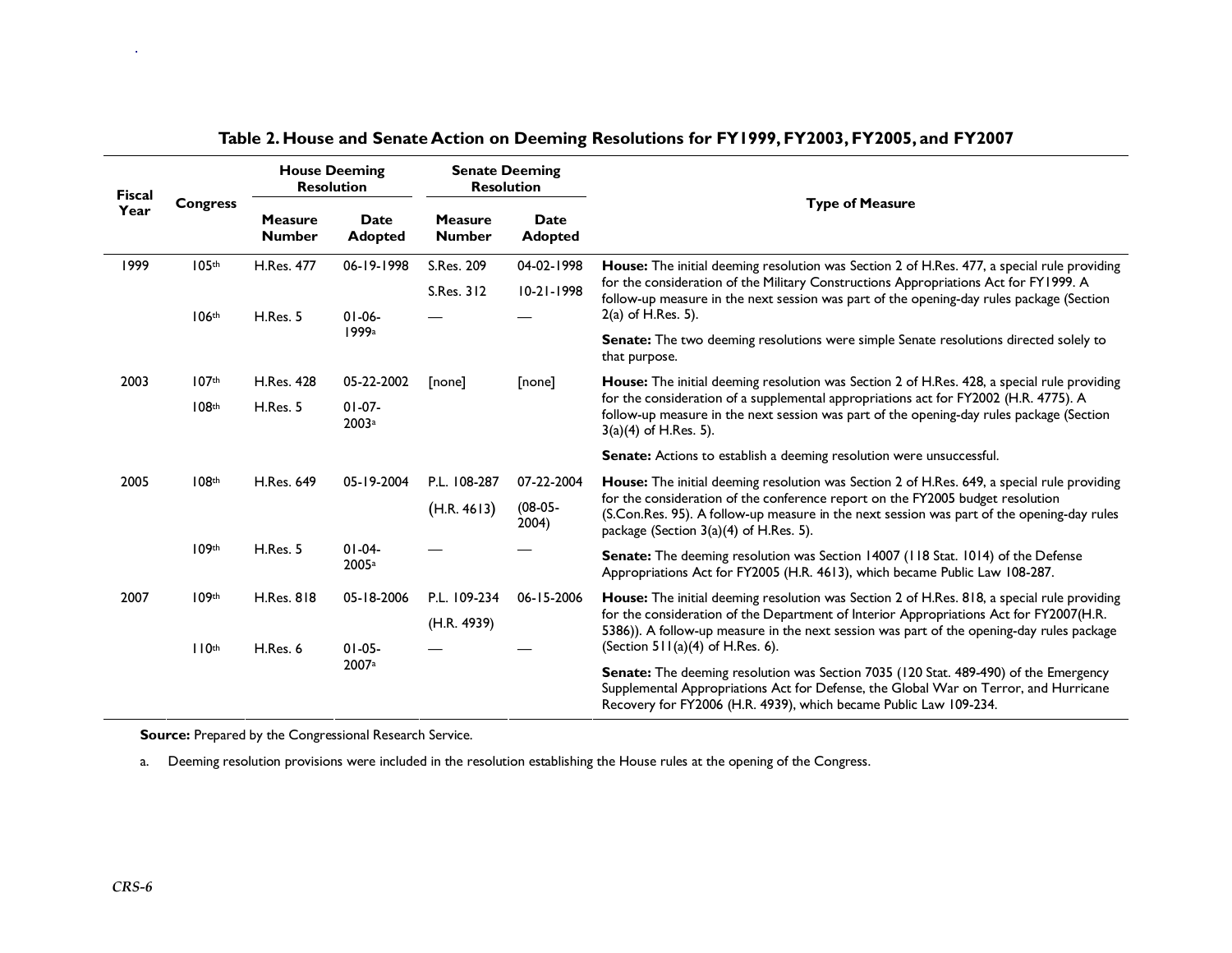**Table 2. House and Senate Action on Deeming Resolutions for FY1999, FY2003, FY2005, and FY2007**

| Fiscal Year | Congress | House Deeming Resolution | | Senate Deeming Resolution | | Type of Measure |
|---|---|---|---|---|---|---|
| | | Measure Number | Date Adopted | Measure Number | Date Adopted | |
| 1999 | 105th | H.Res. 477 | 06-19-1998 | S.Res. 209<br>S.Res. 312 | 04-02-1998<br>10-21-1998 | **House:** The initial deeming resolution was Section 2 of H.Res. 477, a special rule providing for the consideration of the Military Constructions Appropriations Act for FY1999. A follow-up measure in the next session was part of the opening-day rules package (Section 2(a) of H.Res. 5). |
| | 106th | H.Res. 5 | 01-06-1999[a] | — | — | **Senate:** The two deeming resolutions were simple Senate resolutions directed solely to that purpose. |
| 2003 | 107th | H.Res. 428 | 05-22-2002 | [none] | [none] | **House:** The initial deeming resolution was Section 2 of H.Res. 428, a special rule providing for the consideration of a supplemental appropriations act for FY2002 (H.R. 4775). A follow-up measure in the next session was part of the opening-day rules package (Section 3(a)(4) of H.Res. 5). |
| | 108th | H.Res. 5 | 01-07-2003[a] | | | **Senate:** Actions to establish a deeming resolution were unsuccessful. |
| 2005 | 108th | H.Res. 649 | 05-19-2004 | P.L. 108-287<br>(H.R. 4613) | 07-22-2004<br>(08-05-2004) | **House:** The initial deeming resolution was Section 2 of H.Res. 649, a special rule providing for the consideration of the conference report on the FY2005 budget resolution (S.Con.Res. 95). A follow-up measure in the next session was part of the opening-day rules package (Section 3(a)(4) of H.Res. 5). |
| | 109th | H.Res. 5 | 01-04-2005[a] | — | — | **Senate:** The deeming resolution was Section 14007 (118 Stat. 1014) of the Defense Appropriations Act for FY2005 (H.R. 4613), which became Public Law 108-287. |
| 2007 | 109th | H.Res. 818 | 05-18-2006 | P.L. 109-234<br>(H.R. 4939) | 06-15-2006 | **House:** The initial deeming resolution was Section 2 of H.Res. 818, a special rule providing for the consideration of the Department of Interior Appropriations Act for FY2007(H.R. 5386)). A follow-up measure in the next session was part of the opening-day rules package (Section 511(a)(4) of H.Res. 6). |
| | 110th | H.Res. 6 | 01-05-2007[a] | — | — | **Senate:** The deeming resolution was Section 7035 (120 Stat. 489-490) of the Emergency Supplemental Appropriations Act for Defense, the Global War on Terror, and Hurricane Recovery for FY2006 (H.R. 4939), which became Public Law 109-234. |

**Source:** Prepared by the Congressional Research Service.

a. Deeming resolution provisions were included in the resolution establishing the House rules at the opening of the Congress.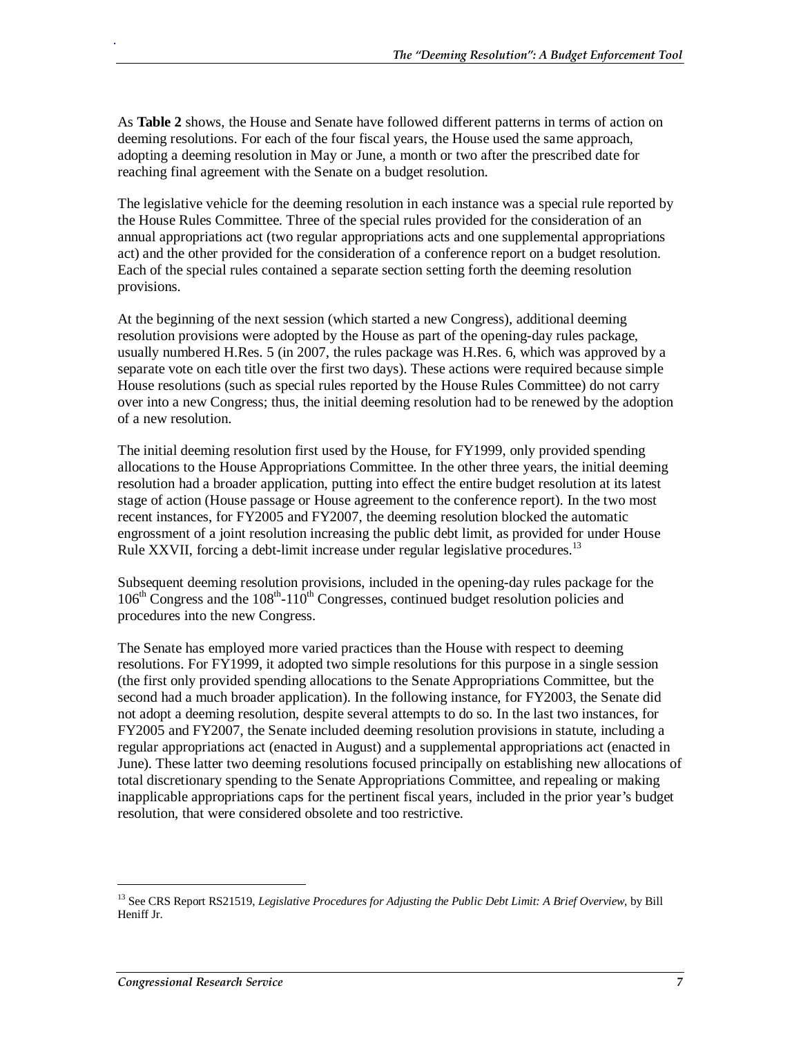As **Table 2** shows, the House and Senate have followed different patterns in terms of action on deeming resolutions. For each of the four fiscal years, the House used the same approach, adopting a deeming resolution in May or June, a month or two after the prescribed date for reaching final agreement with the Senate on a budget resolution.

The legislative vehicle for the deeming resolution in each instance was a special rule reported by the House Rules Committee. Three of the special rules provided for the consideration of an annual appropriations act (two regular appropriations acts and one supplemental appropriations act) and the other provided for the consideration of a conference report on a budget resolution. Each of the special rules contained a separate section setting forth the deeming resolution provisions.

At the beginning of the next session (which started a new Congress), additional deeming resolution provisions were adopted by the House as part of the opening-day rules package, usually numbered H.Res. 5 (in 2007, the rules package was H.Res. 6, which was approved by a separate vote on each title over the first two days). These actions were required because simple House resolutions (such as special rules reported by the House Rules Committee) do not carry over into a new Congress; thus, the initial deeming resolution had to be renewed by the adoption of a new resolution.

The initial deeming resolution first used by the House, for FY1999, only provided spending allocations to the House Appropriations Committee. In the other three years, the initial deeming resolution had a broader application, putting into effect the entire budget resolution at its latest stage of action (House passage or House agreement to the conference report). In the two most recent instances, for FY2005 and FY2007, the deeming resolution blocked the automatic engrossment of a joint resolution increasing the public debt limit, as provided for under House Rule XXVII, forcing a debt-limit increase under regular legislative procedures.[13]

Subsequent deeming resolution provisions, included in the opening-day rules package for the 106th Congress and the 108th-110th Congresses, continued budget resolution policies and procedures into the new Congress.

The Senate has employed more varied practices than the House with respect to deeming resolutions. For FY1999, it adopted two simple resolutions for this purpose in a single session (the first only provided spending allocations to the Senate Appropriations Committee, but the second had a much broader application). In the following instance, for FY2003, the Senate did not adopt a deeming resolution, despite several attempts to do so. In the last two instances, for FY2005 and FY2007, the Senate included deeming resolution provisions in statute, including a regular appropriations act (enacted in August) and a supplemental appropriations act (enacted in June). These latter two deeming resolutions focused principally on establishing new allocations of total discretionary spending to the Senate Appropriations Committee, and repealing or making inapplicable appropriations caps for the pertinent fiscal years, included in the prior year's budget resolution, that were considered obsolete and too restrictive.

---

[13] See CRS Report RS21519, *Legislative Procedures for Adjusting the Public Debt Limit: A Brief Overview*, by Bill Heniff Jr.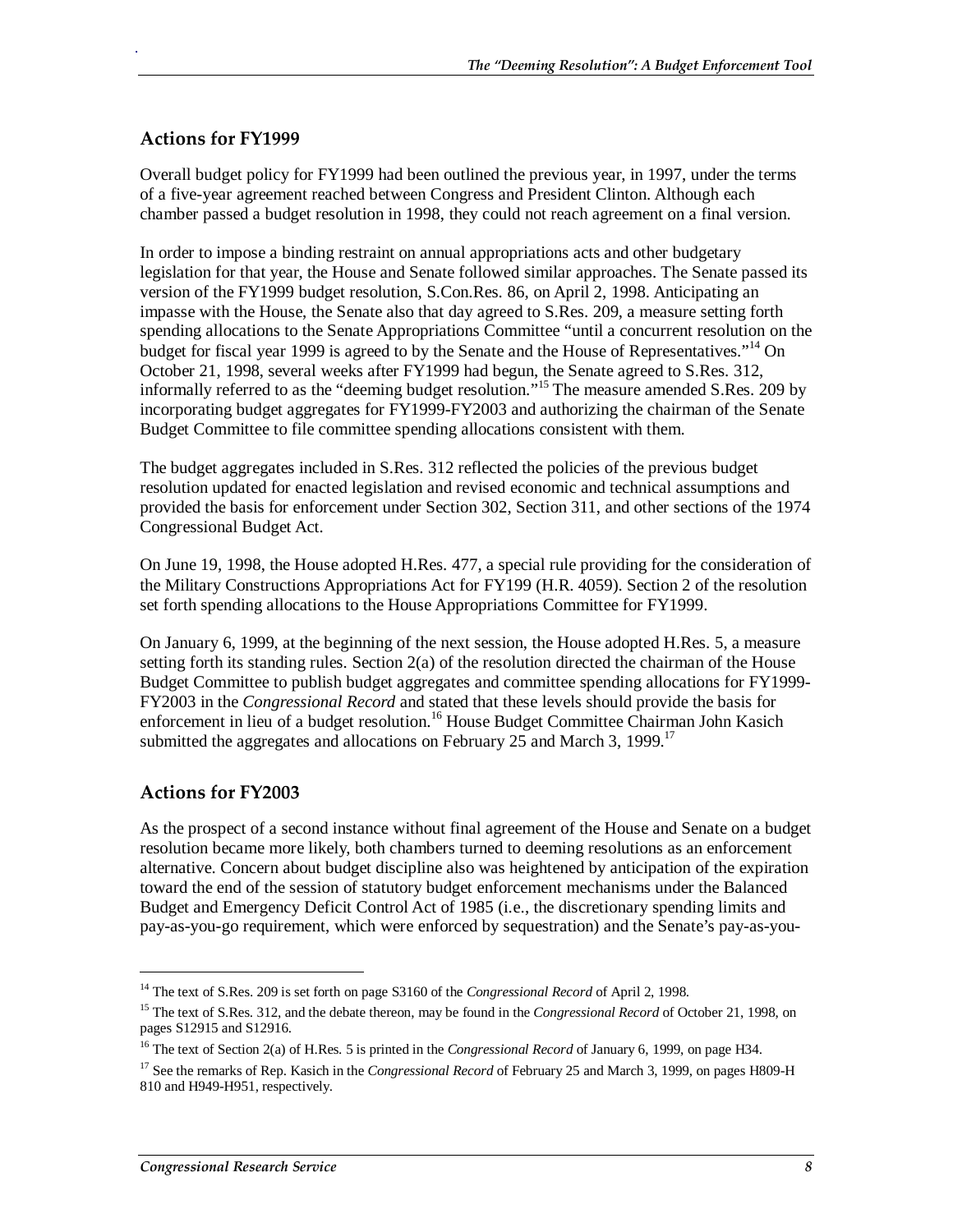## Actions for FY1999

Overall budget policy for FY1999 had been outlined the previous year, in 1997, under the terms of a five-year agreement reached between Congress and President Clinton. Although each chamber passed a budget resolution in 1998, they could not reach agreement on a final version.

In order to impose a binding restraint on annual appropriations acts and other budgetary legislation for that year, the House and Senate followed similar approaches. The Senate passed its version of the FY1999 budget resolution, S.Con.Res. 86, on April 2, 1998. Anticipating an impasse with the House, the Senate also that day agreed to S.Res. 209, a measure setting forth spending allocations to the Senate Appropriations Committee "until a concurrent resolution on the budget for fiscal year 1999 is agreed to by the Senate and the House of Representatives."[14] On October 21, 1998, several weeks after FY1999 had begun, the Senate agreed to S.Res. 312, informally referred to as the "deeming budget resolution."[15] The measure amended S.Res. 209 by incorporating budget aggregates for FY1999-FY2003 and authorizing the chairman of the Senate Budget Committee to file committee spending allocations consistent with them.

The budget aggregates included in S.Res. 312 reflected the policies of the previous budget resolution updated for enacted legislation and revised economic and technical assumptions and provided the basis for enforcement under Section 302, Section 311, and other sections of the 1974 Congressional Budget Act.

On June 19, 1998, the House adopted H.Res. 477, a special rule providing for the consideration of the Military Constructions Appropriations Act for FY199 (H.R. 4059). Section 2 of the resolution set forth spending allocations to the House Appropriations Committee for FY1999.

On January 6, 1999, at the beginning of the next session, the House adopted H.Res. 5, a measure setting forth its standing rules. Section 2(a) of the resolution directed the chairman of the House Budget Committee to publish budget aggregates and committee spending allocations for FY1999-FY2003 in the *Congressional Record* and stated that these levels should provide the basis for enforcement in lieu of a budget resolution.[16] House Budget Committee Chairman John Kasich submitted the aggregates and allocations on February 25 and March 3, 1999.[17]

## Actions for FY2003

As the prospect of a second instance without final agreement of the House and Senate on a budget resolution became more likely, both chambers turned to deeming resolutions as an enforcement alternative. Concern about budget discipline also was heightened by anticipation of the expiration toward the end of the session of statutory budget enforcement mechanisms under the Balanced Budget and Emergency Deficit Control Act of 1985 (i.e., the discretionary spending limits and pay-as-you-go requirement, which were enforced by sequestration) and the Senate's pay-as-you-

---

[14] The text of S.Res. 209 is set forth on page S3160 of the *Congressional Record* of April 2, 1998.

[15] The text of S.Res. 312, and the debate thereon, may be found in the *Congressional Record* of October 21, 1998, on pages S12915 and S12916.

[16] The text of Section 2(a) of H.Res. 5 is printed in the *Congressional Record* of January 6, 1999, on page H34.

[17] See the remarks of Rep. Kasich in the *Congressional Record* of February 25 and March 3, 1999, on pages H809-H 810 and H949-H951, respectively.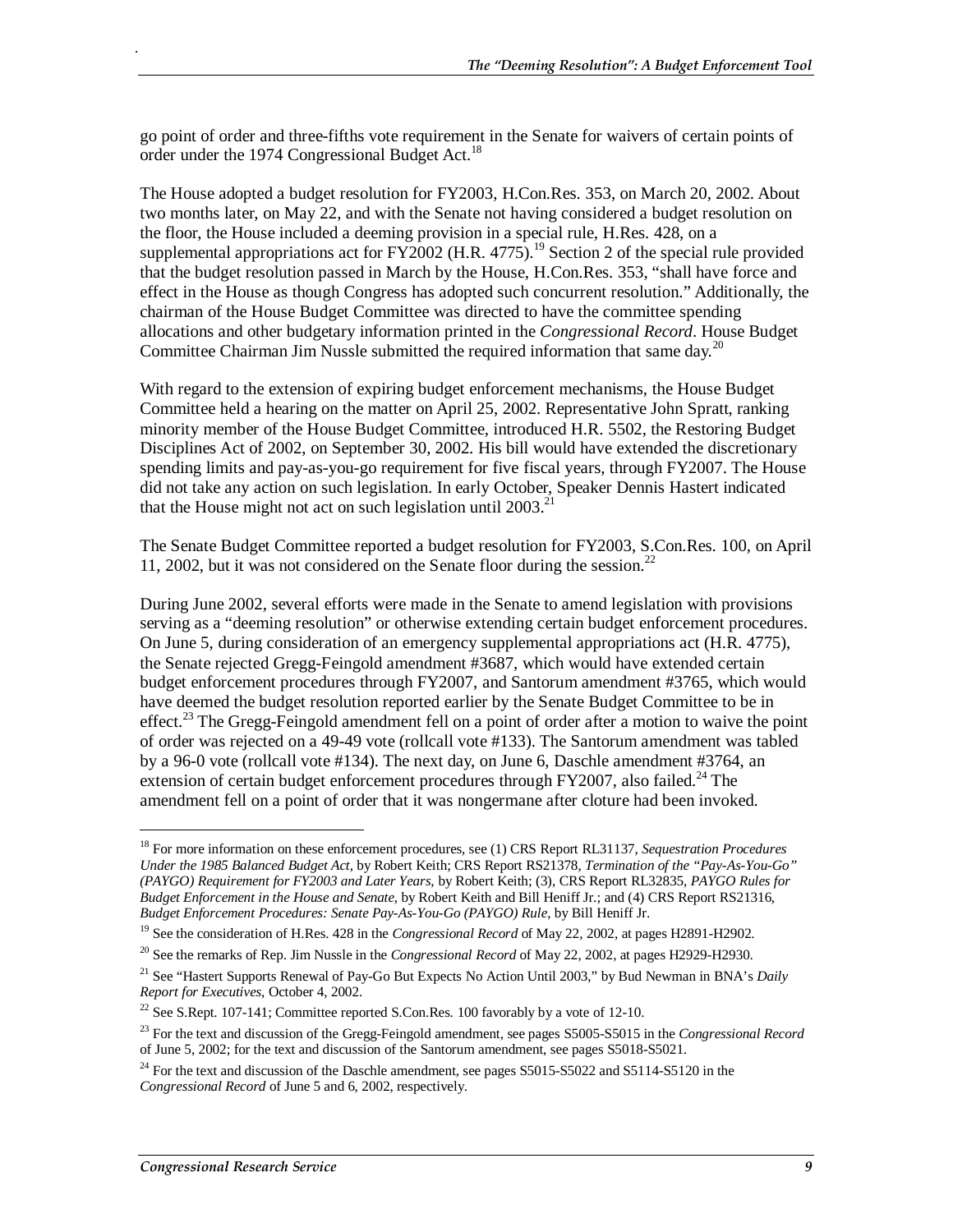go point of order and three-fifths vote requirement in the Senate for waivers of certain points of order under the 1974 Congressional Budget Act.[18]

The House adopted a budget resolution for FY2003, H.Con.Res. 353, on March 20, 2002. About two months later, on May 22, and with the Senate not having considered a budget resolution on the floor, the House included a deeming provision in a special rule, H.Res. 428, on a supplemental appropriations act for FY2002 (H.R. 4775).[19] Section 2 of the special rule provided that the budget resolution passed in March by the House, H.Con.Res. 353, "shall have force and effect in the House as though Congress has adopted such concurrent resolution." Additionally, the chairman of the House Budget Committee was directed to have the committee spending allocations and other budgetary information printed in the *Congressional Record*. House Budget Committee Chairman Jim Nussle submitted the required information that same day.[20]

With regard to the extension of expiring budget enforcement mechanisms, the House Budget Committee held a hearing on the matter on April 25, 2002. Representative John Spratt, ranking minority member of the House Budget Committee, introduced H.R. 5502, the Restoring Budget Disciplines Act of 2002, on September 30, 2002. His bill would have extended the discretionary spending limits and pay-as-you-go requirement for five fiscal years, through FY2007. The House did not take any action on such legislation. In early October, Speaker Dennis Hastert indicated that the House might not act on such legislation until 2003.[21]

The Senate Budget Committee reported a budget resolution for FY2003, S.Con.Res. 100, on April 11, 2002, but it was not considered on the Senate floor during the session.[22]

During June 2002, several efforts were made in the Senate to amend legislation with provisions serving as a "deeming resolution" or otherwise extending certain budget enforcement procedures. On June 5, during consideration of an emergency supplemental appropriations act (H.R. 4775), the Senate rejected Gregg-Feingold amendment #3687, which would have extended certain budget enforcement procedures through FY2007, and Santorum amendment #3765, which would have deemed the budget resolution reported earlier by the Senate Budget Committee to be in effect.[23] The Gregg-Feingold amendment fell on a point of order after a motion to waive the point of order was rejected on a 49-49 vote (rollcall vote #133). The Santorum amendment was tabled by a 96-0 vote (rollcall vote #134). The next day, on June 6, Daschle amendment #3764, an extension of certain budget enforcement procedures through FY2007, also failed.[24] The amendment fell on a point of order that it was nongermane after cloture had been invoked.

---

[18] For more information on these enforcement procedures, see (1) CRS Report RL31137, *Sequestration Procedures Under the 1985 Balanced Budget Act*, by Robert Keith; CRS Report RS21378, *Termination of the "Pay-As-You-Go" (PAYGO) Requirement for FY2003 and Later Years*, by Robert Keith; (3), CRS Report RL32835, *PAYGO Rules for Budget Enforcement in the House and Senate*, by Robert Keith and Bill Heniff Jr.; and (4) CRS Report RS21316, *Budget Enforcement Procedures: Senate Pay-As-You-Go (PAYGO) Rule*, by Bill Heniff Jr.

[19] See the consideration of H.Res. 428 in the *Congressional Record* of May 22, 2002, at pages H2891-H2902.

[20] See the remarks of Rep. Jim Nussle in the *Congressional Record* of May 22, 2002, at pages H2929-H2930.

[21] See "Hastert Supports Renewal of Pay-Go But Expects No Action Until 2003," by Bud Newman in BNA's *Daily Report for Executives*, October 4, 2002.

[22] See S.Rept. 107-141; Committee reported S.Con.Res. 100 favorably by a vote of 12-10.

[23] For the text and discussion of the Gregg-Feingold amendment, see pages S5005-S5015 in the *Congressional Record* of June 5, 2002; for the text and discussion of the Santorum amendment, see pages S5018-S5021.

[24] For the text and discussion of the Daschle amendment, see pages S5015-S5022 and S5114-S5120 in the *Congressional Record* of June 5 and 6, 2002, respectively.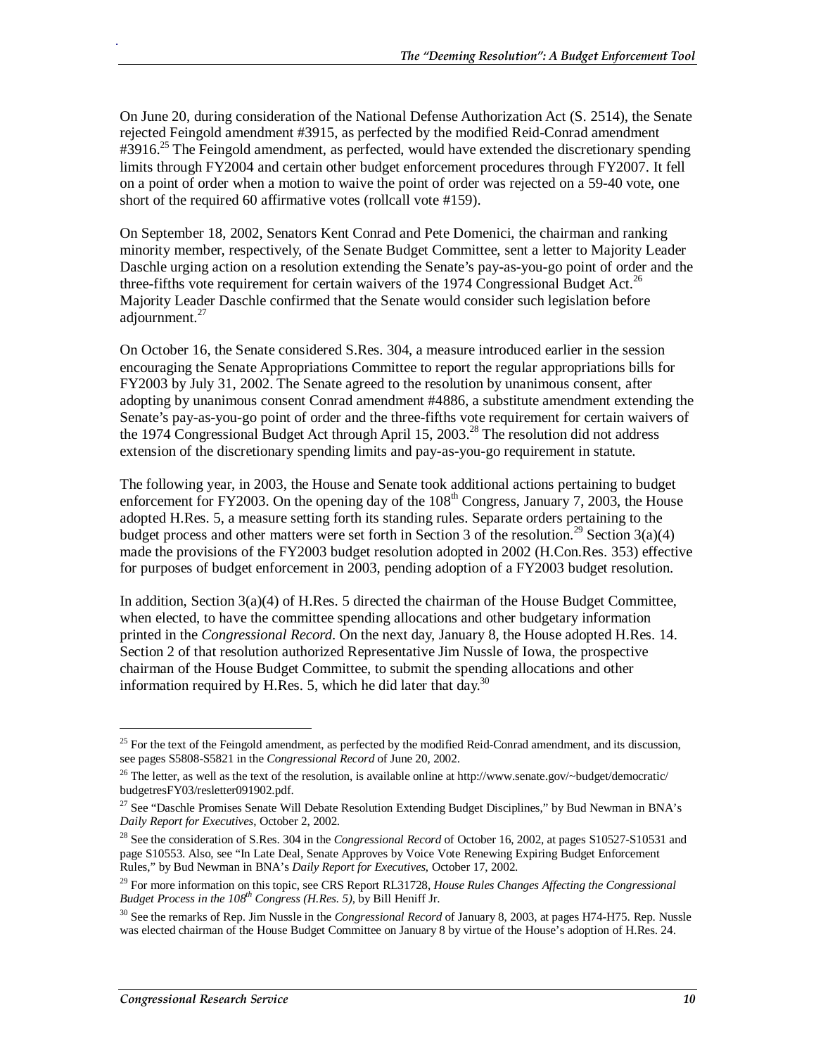On June 20, during consideration of the National Defense Authorization Act (S. 2514), the Senate rejected Feingold amendment #3915, as perfected by the modified Reid-Conrad amendment #3916.[25] The Feingold amendment, as perfected, would have extended the discretionary spending limits through FY2004 and certain other budget enforcement procedures through FY2007. It fell on a point of order when a motion to waive the point of order was rejected on a 59-40 vote, one short of the required 60 affirmative votes (rollcall vote #159).

On September 18, 2002, Senators Kent Conrad and Pete Domenici, the chairman and ranking minority member, respectively, of the Senate Budget Committee, sent a letter to Majority Leader Daschle urging action on a resolution extending the Senate's pay-as-you-go point of order and the three-fifths vote requirement for certain waivers of the 1974 Congressional Budget Act.[26] Majority Leader Daschle confirmed that the Senate would consider such legislation before adjournment.[27]

On October 16, the Senate considered S.Res. 304, a measure introduced earlier in the session encouraging the Senate Appropriations Committee to report the regular appropriations bills for FY2003 by July 31, 2002. The Senate agreed to the resolution by unanimous consent, after adopting by unanimous consent Conrad amendment #4886, a substitute amendment extending the Senate's pay-as-you-go point of order and the three-fifths vote requirement for certain waivers of the 1974 Congressional Budget Act through April 15, 2003.[28] The resolution did not address extension of the discretionary spending limits and pay-as-you-go requirement in statute.

The following year, in 2003, the House and Senate took additional actions pertaining to budget enforcement for FY2003. On the opening day of the 108th Congress, January 7, 2003, the House adopted H.Res. 5, a measure setting forth its standing rules. Separate orders pertaining to the budget process and other matters were set forth in Section 3 of the resolution.[29] Section 3(a)(4) made the provisions of the FY2003 budget resolution adopted in 2002 (H.Con.Res. 353) effective for purposes of budget enforcement in 2003, pending adoption of a FY2003 budget resolution.

In addition, Section 3(a)(4) of H.Res. 5 directed the chairman of the House Budget Committee, when elected, to have the committee spending allocations and other budgetary information printed in the *Congressional Record*. On the next day, January 8, the House adopted H.Res. 14. Section 2 of that resolution authorized Representative Jim Nussle of Iowa, the prospective chairman of the House Budget Committee, to submit the spending allocations and other information required by H.Res. 5, which he did later that day.[30]

---

[25] For the text of the Feingold amendment, as perfected by the modified Reid-Conrad amendment, and its discussion, see pages S5808-S5821 in the *Congressional Record* of June 20, 2002.

[26] The letter, as well as the text of the resolution, is available online at http://www.senate.gov/~budget/democratic/budgetresFY03/resletter091902.pdf.

[27] See "Daschle Promises Senate Will Debate Resolution Extending Budget Disciplines," by Bud Newman in BNA's *Daily Report for Executives*, October 2, 2002.

[28] See the consideration of S.Res. 304 in the *Congressional Record* of October 16, 2002, at pages S10527-S10531 and page S10553. Also, see "In Late Deal, Senate Approves by Voice Vote Renewing Expiring Budget Enforcement Rules," by Bud Newman in BNA's *Daily Report for Executives*, October 17, 2002.

[29] For more information on this topic, see CRS Report RL31728, *House Rules Changes Affecting the Congressional Budget Process in the 108th Congress (H.Res. 5)*, by Bill Heniff Jr.

[30] See the remarks of Rep. Jim Nussle in the *Congressional Record* of January 8, 2003, at pages H74-H75. Rep. Nussle was elected chairman of the House Budget Committee on January 8 by virtue of the House's adoption of H.Res. 24.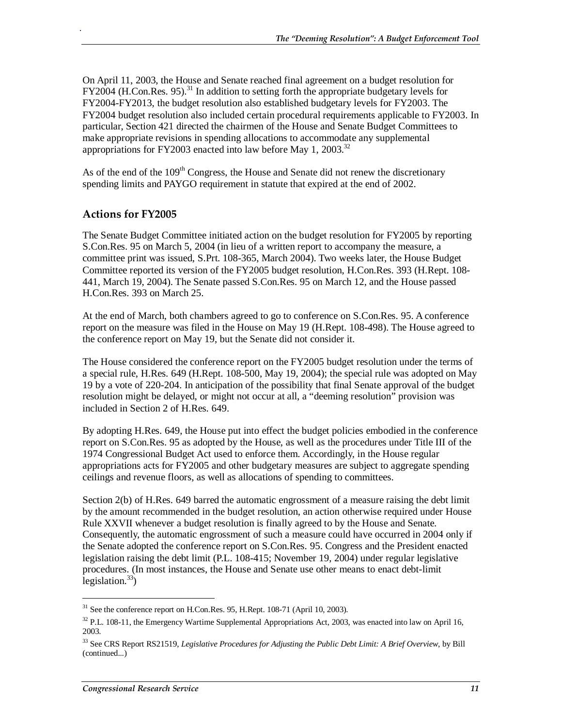On April 11, 2003, the House and Senate reached final agreement on a budget resolution for FY2004 (H.Con.Res. 95).[31] In addition to setting forth the appropriate budgetary levels for FY2004-FY2013, the budget resolution also established budgetary levels for FY2003. The FY2004 budget resolution also included certain procedural requirements applicable to FY2003. In particular, Section 421 directed the chairmen of the House and Senate Budget Committees to make appropriate revisions in spending allocations to accommodate any supplemental appropriations for FY2003 enacted into law before May 1, 2003.[32]

As of the end of the 109th Congress, the House and Senate did not renew the discretionary spending limits and PAYGO requirement in statute that expired at the end of 2002.

## Actions for FY2005

The Senate Budget Committee initiated action on the budget resolution for FY2005 by reporting S.Con.Res. 95 on March 5, 2004 (in lieu of a written report to accompany the measure, a committee print was issued, S.Prt. 108-365, March 2004). Two weeks later, the House Budget Committee reported its version of the FY2005 budget resolution, H.Con.Res. 393 (H.Rept. 108-441, March 19, 2004). The Senate passed S.Con.Res. 95 on March 12, and the House passed H.Con.Res. 393 on March 25.

At the end of March, both chambers agreed to go to conference on S.Con.Res. 95. A conference report on the measure was filed in the House on May 19 (H.Rept. 108-498). The House agreed to the conference report on May 19, but the Senate did not consider it.

The House considered the conference report on the FY2005 budget resolution under the terms of a special rule, H.Res. 649 (H.Rept. 108-500, May 19, 2004); the special rule was adopted on May 19 by a vote of 220-204. In anticipation of the possibility that final Senate approval of the budget resolution might be delayed, or might not occur at all, a "deeming resolution" provision was included in Section 2 of H.Res. 649.

By adopting H.Res. 649, the House put into effect the budget policies embodied in the conference report on S.Con.Res. 95 as adopted by the House, as well as the procedures under Title III of the 1974 Congressional Budget Act used to enforce them. Accordingly, in the House regular appropriations acts for FY2005 and other budgetary measures are subject to aggregate spending ceilings and revenue floors, as well as allocations of spending to committees.

Section 2(b) of H.Res. 649 barred the automatic engrossment of a measure raising the debt limit by the amount recommended in the budget resolution, an action otherwise required under House Rule XXVII whenever a budget resolution is finally agreed to by the House and Senate. Consequently, the automatic engrossment of such a measure could have occurred in 2004 only if the Senate adopted the conference report on S.Con.Res. 95. Congress and the President enacted legislation raising the debt limit (P.L. 108-415; November 19, 2004) under regular legislative procedures. (In most instances, the House and Senate use other means to enact debt-limit legislation.[33])

---

[31] See the conference report on H.Con.Res. 95, H.Rept. 108-71 (April 10, 2003).

[32] P.L. 108-11, the Emergency Wartime Supplemental Appropriations Act, 2003, was enacted into law on April 16, 2003.

[33] See CRS Report RS21519, *Legislative Procedures for Adjusting the Public Debt Limit: A Brief Overview*, by Bill (continued...)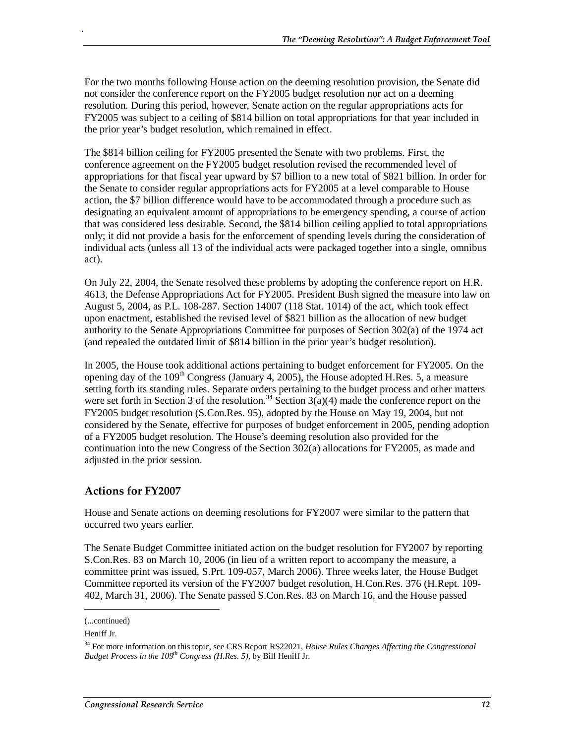For the two months following House action on the deeming resolution provision, the Senate did not consider the conference report on the FY2005 budget resolution nor act on a deeming resolution. During this period, however, Senate action on the regular appropriations acts for FY2005 was subject to a ceiling of $814 billion on total appropriations for that year included in the prior year's budget resolution, which remained in effect.

The $814 billion ceiling for FY2005 presented the Senate with two problems. First, the conference agreement on the FY2005 budget resolution revised the recommended level of appropriations for that fiscal year upward by $7 billion to a new total of $821 billion. In order for the Senate to consider regular appropriations acts for FY2005 at a level comparable to House action, the $7 billion difference would have to be accommodated through a procedure such as designating an equivalent amount of appropriations to be emergency spending, a course of action that was considered less desirable. Second, the $814 billion ceiling applied to total appropriations only; it did not provide a basis for the enforcement of spending levels during the consideration of individual acts (unless all 13 of the individual acts were packaged together into a single, omnibus act).

On July 22, 2004, the Senate resolved these problems by adopting the conference report on H.R. 4613, the Defense Appropriations Act for FY2005. President Bush signed the measure into law on August 5, 2004, as P.L. 108-287. Section 14007 (118 Stat. 1014) of the act, which took effect upon enactment, established the revised level of $821 billion as the allocation of new budget authority to the Senate Appropriations Committee for purposes of Section 302(a) of the 1974 act (and repealed the outdated limit of $814 billion in the prior year's budget resolution).

In 2005, the House took additional actions pertaining to budget enforcement for FY2005. On the opening day of the 109th Congress (January 4, 2005), the House adopted H.Res. 5, a measure setting forth its standing rules. Separate orders pertaining to the budget process and other matters were set forth in Section 3 of the resolution.[34] Section 3(a)(4) made the conference report on the FY2005 budget resolution (S.Con.Res. 95), adopted by the House on May 19, 2004, but not considered by the Senate, effective for purposes of budget enforcement in 2005, pending adoption of a FY2005 budget resolution. The House's deeming resolution also provided for the continuation into the new Congress of the Section 302(a) allocations for FY2005, as made and adjusted in the prior session.

## Actions for FY2007

House and Senate actions on deeming resolutions for FY2007 were similar to the pattern that occurred two years earlier.

The Senate Budget Committee initiated action on the budget resolution for FY2007 by reporting S.Con.Res. 83 on March 10, 2006 (in lieu of a written report to accompany the measure, a committee print was issued, S.Prt. 109-057, March 2006). Three weeks later, the House Budget Committee reported its version of the FY2007 budget resolution, H.Con.Res. 376 (H.Rept. 109-402, March 31, 2006). The Senate passed S.Con.Res. 83 on March 16, and the House passed

(...continued)

Heniff Jr.

[34] For more information on this topic, see CRS Report RS22021, *House Rules Changes Affecting the Congressional Budget Process in the 109th Congress (H.Res. 5)*, by Bill Heniff Jr.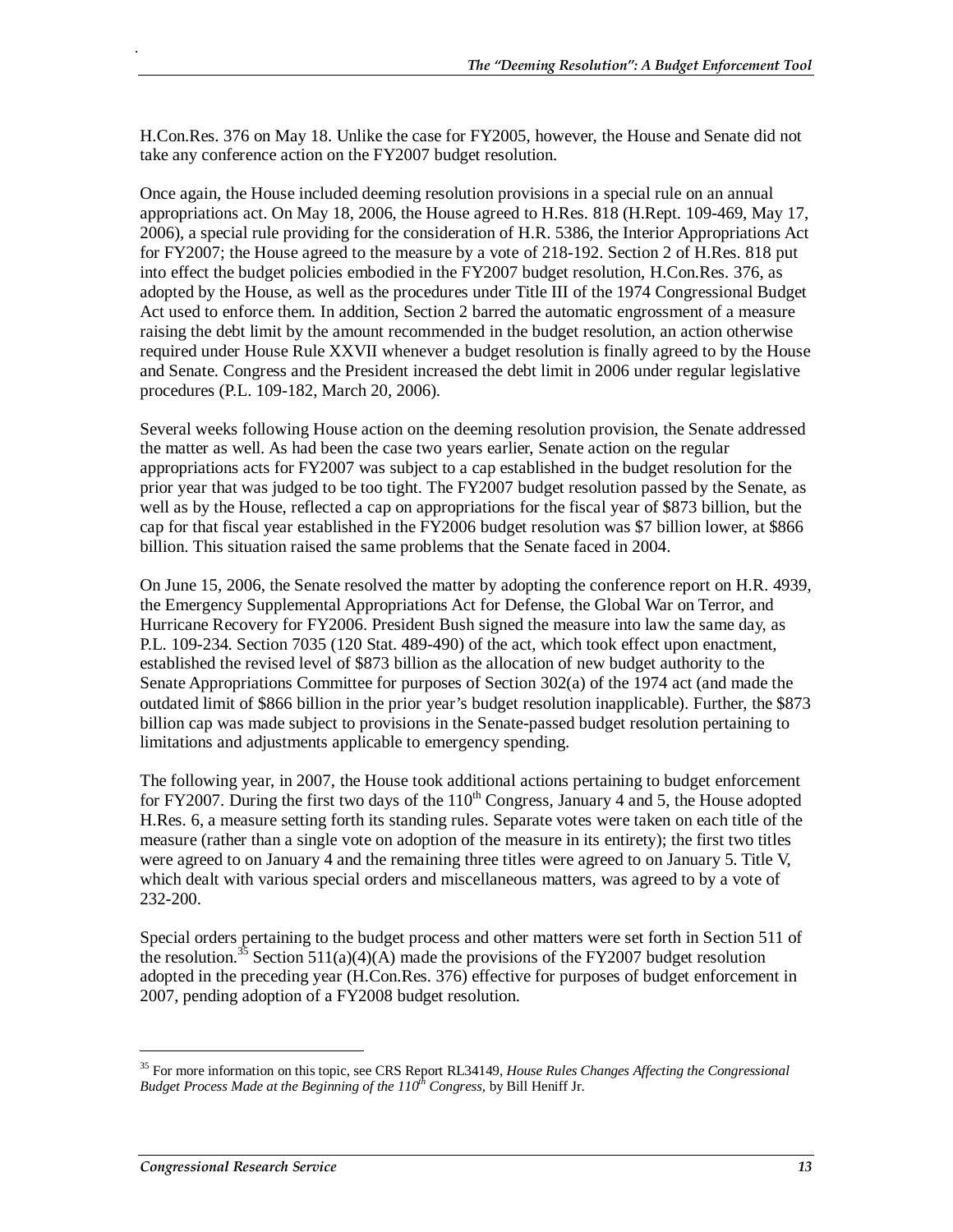H.Con.Res. 376 on May 18. Unlike the case for FY2005, however, the House and Senate did not take any conference action on the FY2007 budget resolution.

Once again, the House included deeming resolution provisions in a special rule on an annual appropriations act. On May 18, 2006, the House agreed to H.Res. 818 (H.Rept. 109-469, May 17, 2006), a special rule providing for the consideration of H.R. 5386, the Interior Appropriations Act for FY2007; the House agreed to the measure by a vote of 218-192. Section 2 of H.Res. 818 put into effect the budget policies embodied in the FY2007 budget resolution, H.Con.Res. 376, as adopted by the House, as well as the procedures under Title III of the 1974 Congressional Budget Act used to enforce them. In addition, Section 2 barred the automatic engrossment of a measure raising the debt limit by the amount recommended in the budget resolution, an action otherwise required under House Rule XXVII whenever a budget resolution is finally agreed to by the House and Senate. Congress and the President increased the debt limit in 2006 under regular legislative procedures (P.L. 109-182, March 20, 2006).

Several weeks following House action on the deeming resolution provision, the Senate addressed the matter as well. As had been the case two years earlier, Senate action on the regular appropriations acts for FY2007 was subject to a cap established in the budget resolution for the prior year that was judged to be too tight. The FY2007 budget resolution passed by the Senate, as well as by the House, reflected a cap on appropriations for the fiscal year of $873 billion, but the cap for that fiscal year established in the FY2006 budget resolution was $7 billion lower, at $866 billion. This situation raised the same problems that the Senate faced in 2004.

On June 15, 2006, the Senate resolved the matter by adopting the conference report on H.R. 4939, the Emergency Supplemental Appropriations Act for Defense, the Global War on Terror, and Hurricane Recovery for FY2006. President Bush signed the measure into law the same day, as P.L. 109-234. Section 7035 (120 Stat. 489-490) of the act, which took effect upon enactment, established the revised level of $873 billion as the allocation of new budget authority to the Senate Appropriations Committee for purposes of Section 302(a) of the 1974 act (and made the outdated limit of $866 billion in the prior year's budget resolution inapplicable). Further, the $873 billion cap was made subject to provisions in the Senate-passed budget resolution pertaining to limitations and adjustments applicable to emergency spending.

The following year, in 2007, the House took additional actions pertaining to budget enforcement for FY2007. During the first two days of the 110th Congress, January 4 and 5, the House adopted H.Res. 6, a measure setting forth its standing rules. Separate votes were taken on each title of the measure (rather than a single vote on adoption of the measure in its entirety); the first two titles were agreed to on January 4 and the remaining three titles were agreed to on January 5. Title V, which dealt with various special orders and miscellaneous matters, was agreed to by a vote of 232-200.

Special orders pertaining to the budget process and other matters were set forth in Section 511 of the resolution.[35] Section 511(a)(4)(A) made the provisions of the FY2007 budget resolution adopted in the preceding year (H.Con.Res. 376) effective for purposes of budget enforcement in 2007, pending adoption of a FY2008 budget resolution.

[35] For more information on this topic, see CRS Report RL34149, *House Rules Changes Affecting the Congressional Budget Process Made at the Beginning of the 110th Congress*, by Bill Heniff Jr.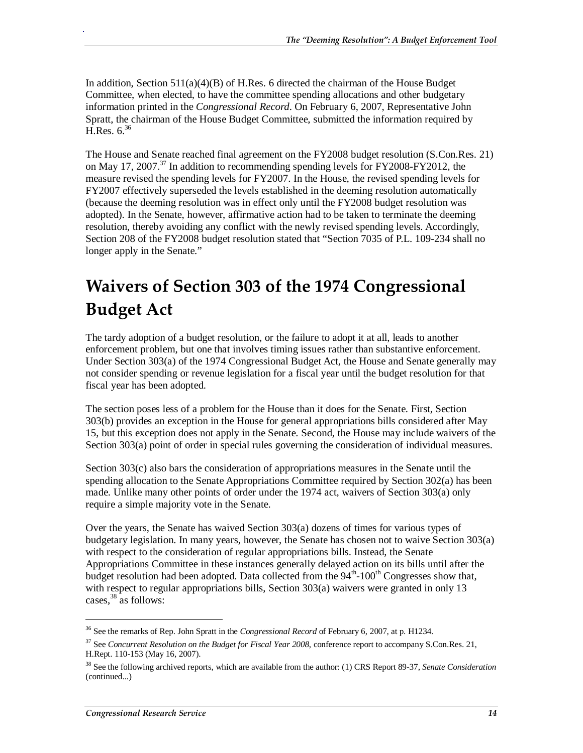In addition, Section 511(a)(4)(B) of H.Res. 6 directed the chairman of the House Budget Committee, when elected, to have the committee spending allocations and other budgetary information printed in the *Congressional Record*. On February 6, 2007, Representative John Spratt, the chairman of the House Budget Committee, submitted the information required by H.Res. 6.[36]

The House and Senate reached final agreement on the FY2008 budget resolution (S.Con.Res. 21) on May 17, 2007.[37] In addition to recommending spending levels for FY2008-FY2012, the measure revised the spending levels for FY2007. In the House, the revised spending levels for FY2007 effectively superseded the levels established in the deeming resolution automatically (because the deeming resolution was in effect only until the FY2008 budget resolution was adopted). In the Senate, however, affirmative action had to be taken to terminate the deeming resolution, thereby avoiding any conflict with the newly revised spending levels. Accordingly, Section 208 of the FY2008 budget resolution stated that "Section 7035 of P.L. 109-234 shall no longer apply in the Senate."

# Waivers of Section 303 of the 1974 Congressional Budget Act

The tardy adoption of a budget resolution, or the failure to adopt it at all, leads to another enforcement problem, but one that involves timing issues rather than substantive enforcement. Under Section 303(a) of the 1974 Congressional Budget Act, the House and Senate generally may not consider spending or revenue legislation for a fiscal year until the budget resolution for that fiscal year has been adopted.

The section poses less of a problem for the House than it does for the Senate. First, Section 303(b) provides an exception in the House for general appropriations bills considered after May 15, but this exception does not apply in the Senate. Second, the House may include waivers of the Section 303(a) point of order in special rules governing the consideration of individual measures.

Section 303(c) also bars the consideration of appropriations measures in the Senate until the spending allocation to the Senate Appropriations Committee required by Section 302(a) has been made. Unlike many other points of order under the 1974 act, waivers of Section 303(a) only require a simple majority vote in the Senate.

Over the years, the Senate has waived Section 303(a) dozens of times for various types of budgetary legislation. In many years, however, the Senate has chosen not to waive Section 303(a) with respect to the consideration of regular appropriations bills. Instead, the Senate Appropriations Committee in these instances generally delayed action on its bills until after the budget resolution had been adopted. Data collected from the 94th-100th Congresses show that, with respect to regular appropriations bills, Section 303(a) waivers were granted in only 13 cases,[38] as follows:

---

[36] See the remarks of Rep. John Spratt in the *Congressional Record* of February 6, 2007, at p. H1234.

[37] See *Concurrent Resolution on the Budget for Fiscal Year 2008*, conference report to accompany S.Con.Res. 21, H.Rept. 110-153 (May 16, 2007).

[38] See the following archived reports, which are available from the author: (1) CRS Report 89-37, *Senate Consideration* (continued...)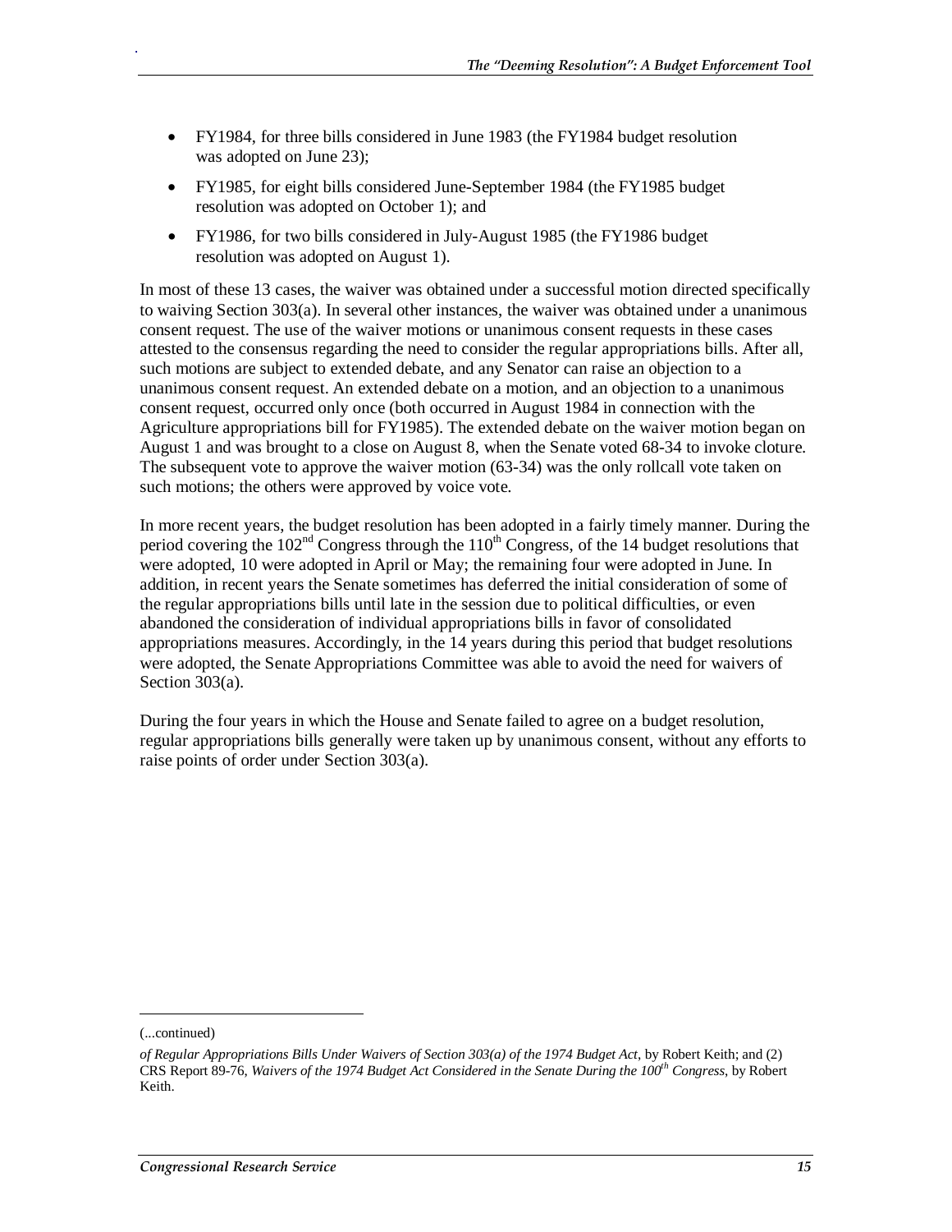- FY1984, for three bills considered in June 1983 (the FY1984 budget resolution was adopted on June 23);
- FY1985, for eight bills considered June-September 1984 (the FY1985 budget resolution was adopted on October 1); and
- FY1986, for two bills considered in July-August 1985 (the FY1986 budget resolution was adopted on August 1).

In most of these 13 cases, the waiver was obtained under a successful motion directed specifically to waiving Section 303(a). In several other instances, the waiver was obtained under a unanimous consent request. The use of the waiver motions or unanimous consent requests in these cases attested to the consensus regarding the need to consider the regular appropriations bills. After all, such motions are subject to extended debate, and any Senator can raise an objection to a unanimous consent request. An extended debate on a motion, and an objection to a unanimous consent request, occurred only once (both occurred in August 1984 in connection with the Agriculture appropriations bill for FY1985). The extended debate on the waiver motion began on August 1 and was brought to a close on August 8, when the Senate voted 68-34 to invoke cloture. The subsequent vote to approve the waiver motion (63-34) was the only rollcall vote taken on such motions; the others were approved by voice vote.

In more recent years, the budget resolution has been adopted in a fairly timely manner. During the period covering the 102nd Congress through the 110th Congress, of the 14 budget resolutions that were adopted, 10 were adopted in April or May; the remaining four were adopted in June. In addition, in recent years the Senate sometimes has deferred the initial consideration of some of the regular appropriations bills until late in the session due to political difficulties, or even abandoned the consideration of individual appropriations bills in favor of consolidated appropriations measures. Accordingly, in the 14 years during this period that budget resolutions were adopted, the Senate Appropriations Committee was able to avoid the need for waivers of Section 303(a).

During the four years in which the House and Senate failed to agree on a budget resolution, regular appropriations bills generally were taken up by unanimous consent, without any efforts to raise points of order under Section 303(a).

---

(...continued)

*of Regular Appropriations Bills Under Waivers of Section 303(a) of the 1974 Budget Act*, by Robert Keith; and (2) CRS Report 89-76, *Waivers of the 1974 Budget Act Considered in the Senate During the 100th Congress*, by Robert Keith.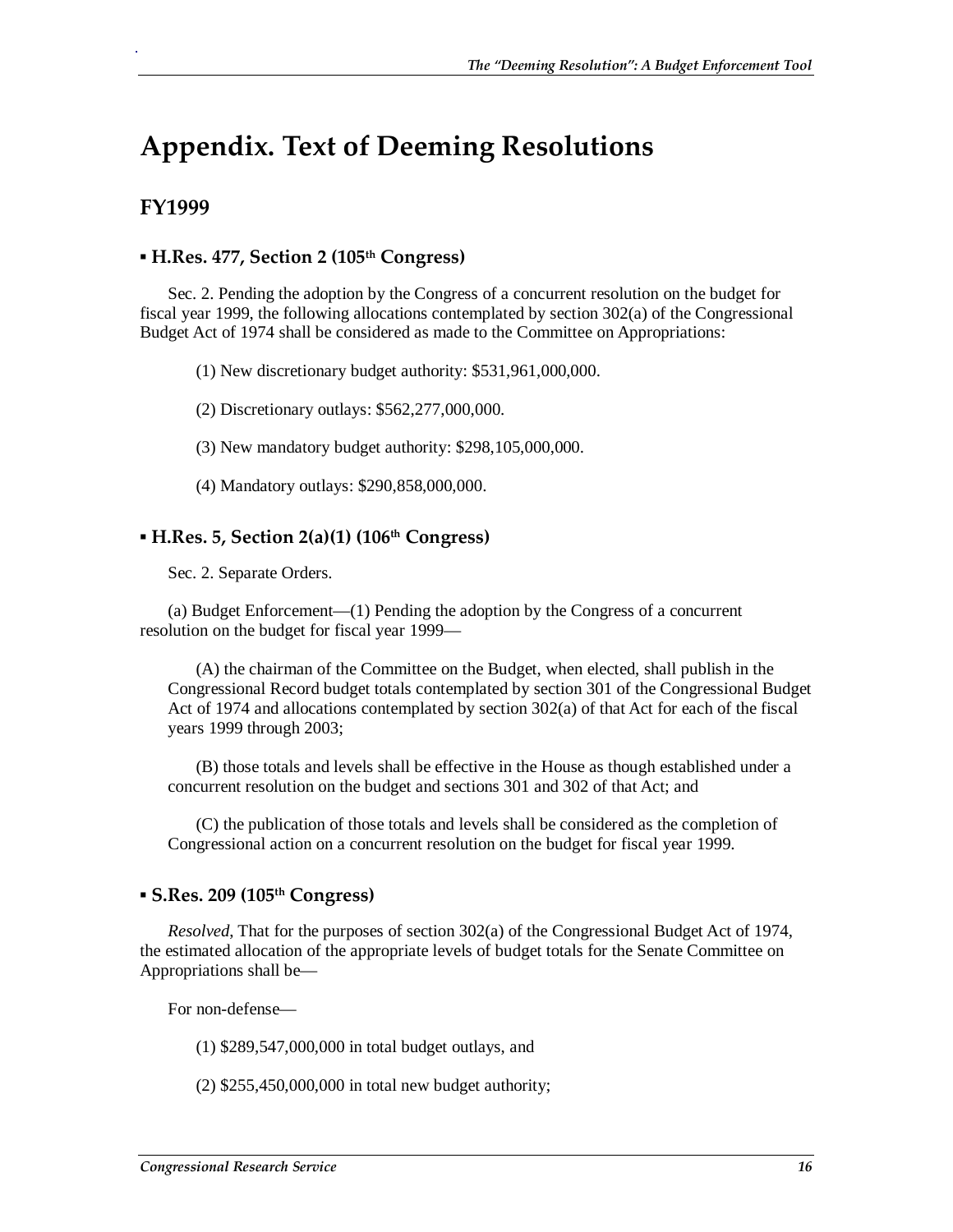# Appendix. Text of Deeming Resolutions

## FY1999

### ▪ H.Res. 477, Section 2 (105th Congress)

Sec. 2. Pending the adoption by the Congress of a concurrent resolution on the budget for fiscal year 1999, the following allocations contemplated by section 302(a) of the Congressional Budget Act of 1974 shall be considered as made to the Committee on Appropriations:

(1) New discretionary budget authority: $531,961,000,000.

(2) Discretionary outlays: $562,277,000,000.

(3) New mandatory budget authority: $298,105,000,000.

(4) Mandatory outlays: $290,858,000,000.

### ▪ H.Res. 5, Section 2(a)(1) (106th Congress)

Sec. 2. Separate Orders.

(a) Budget Enforcement—(1) Pending the adoption by the Congress of a concurrent resolution on the budget for fiscal year 1999—

(A) the chairman of the Committee on the Budget, when elected, shall publish in the Congressional Record budget totals contemplated by section 301 of the Congressional Budget Act of 1974 and allocations contemplated by section 302(a) of that Act for each of the fiscal years 1999 through 2003;

(B) those totals and levels shall be effective in the House as though established under a concurrent resolution on the budget and sections 301 and 302 of that Act; and

(C) the publication of those totals and levels shall be considered as the completion of Congressional action on a concurrent resolution on the budget for fiscal year 1999.

### ▪ S.Res. 209 (105th Congress)

*Resolved*, That for the purposes of section 302(a) of the Congressional Budget Act of 1974, the estimated allocation of the appropriate levels of budget totals for the Senate Committee on Appropriations shall be—

For non-defense—

(1) $289,547,000,000 in total budget outlays, and

(2) $255,450,000,000 in total new budget authority;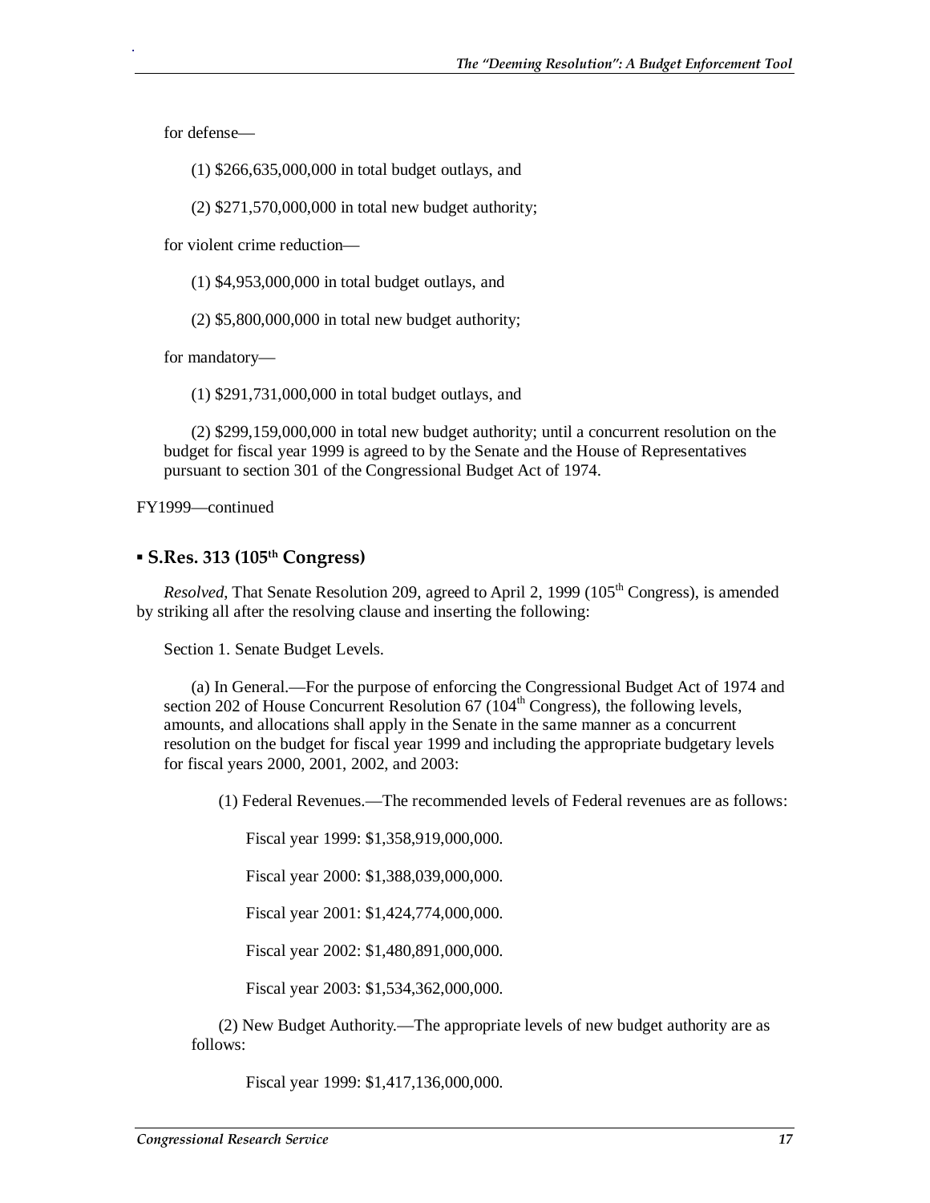for defense—

(1) $266,635,000,000 in total budget outlays, and

(2) $271,570,000,000 in total new budget authority;

for violent crime reduction—

(1) $4,953,000,000 in total budget outlays, and

(2) $5,800,000,000 in total new budget authority;

for mandatory—

(1) $291,731,000,000 in total budget outlays, and

(2) $299,159,000,000 in total new budget authority; until a concurrent resolution on the budget for fiscal year 1999 is agreed to by the Senate and the House of Representatives pursuant to section 301 of the Congressional Budget Act of 1974.

FY1999—continued

### ▪ S.Res. 313 (105th Congress)

*Resolved*, That Senate Resolution 209, agreed to April 2, 1999 (105th Congress), is amended by striking all after the resolving clause and inserting the following:

Section 1. Senate Budget Levels.

(a) In General.—For the purpose of enforcing the Congressional Budget Act of 1974 and section 202 of House Concurrent Resolution 67 (104th Congress), the following levels, amounts, and allocations shall apply in the Senate in the same manner as a concurrent resolution on the budget for fiscal year 1999 and including the appropriate budgetary levels for fiscal years 2000, 2001, 2002, and 2003:

(1) Federal Revenues.—The recommended levels of Federal revenues are as follows:

Fiscal year 1999: $1,358,919,000,000.

Fiscal year 2000: $1,388,039,000,000.

Fiscal year 2001: $1,424,774,000,000.

Fiscal year 2002: $1,480,891,000,000.

Fiscal year 2003: $1,534,362,000,000.

(2) New Budget Authority.—The appropriate levels of new budget authority are as follows:

Fiscal year 1999: $1,417,136,000,000.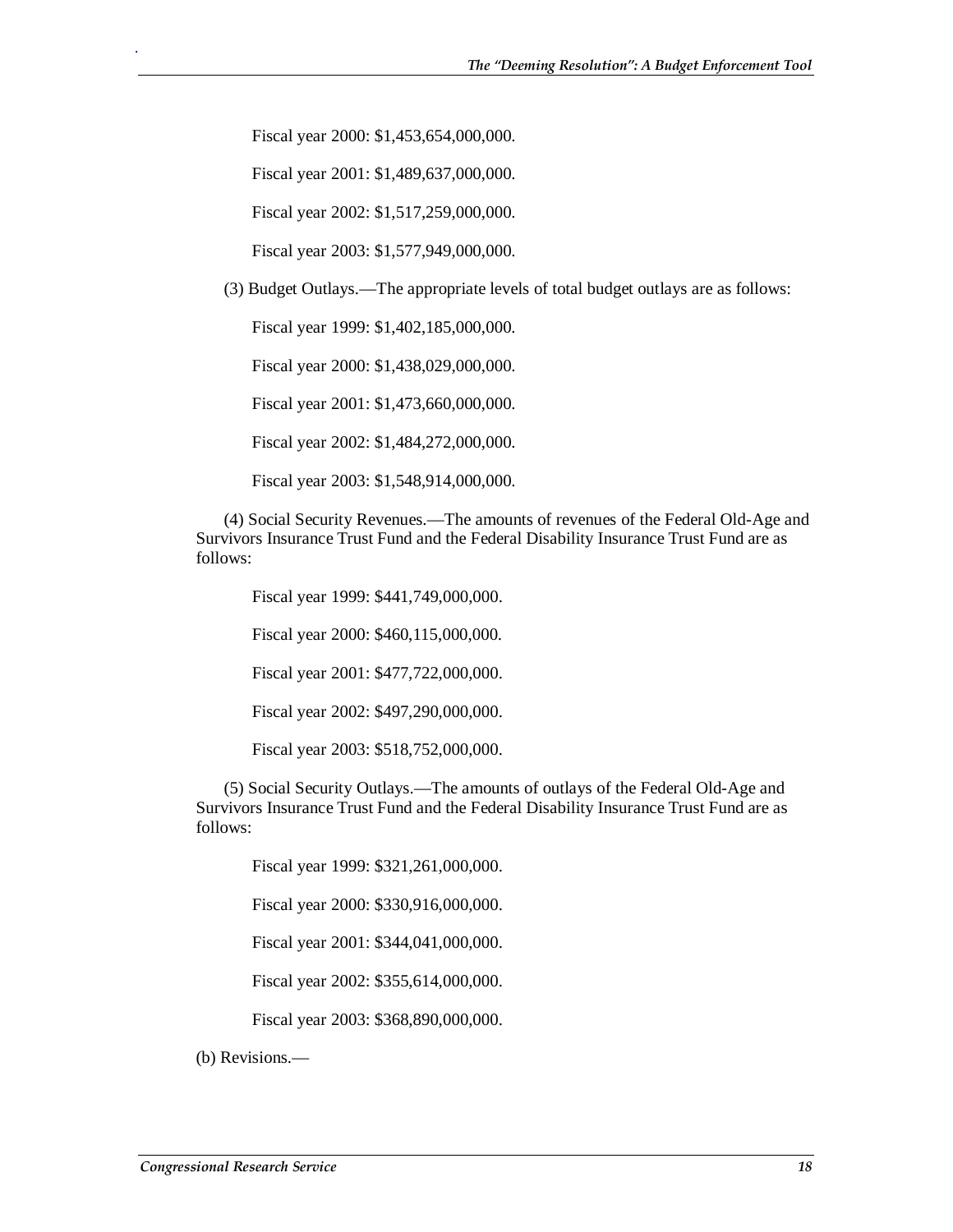Fiscal year 2000: $1,453,654,000,000.

Fiscal year 2001: $1,489,637,000,000.

Fiscal year 2002: $1,517,259,000,000.

Fiscal year 2003: $1,577,949,000,000.

(3) Budget Outlays.—The appropriate levels of total budget outlays are as follows:

Fiscal year 1999: $1,402,185,000,000.

Fiscal year 2000: $1,438,029,000,000.

Fiscal year 2001: $1,473,660,000,000.

Fiscal year 2002: $1,484,272,000,000.

Fiscal year 2003: $1,548,914,000,000.

(4) Social Security Revenues.—The amounts of revenues of the Federal Old-Age and Survivors Insurance Trust Fund and the Federal Disability Insurance Trust Fund are as follows:

Fiscal year 1999: $441,749,000,000.

Fiscal year 2000: $460,115,000,000.

Fiscal year 2001: $477,722,000,000.

Fiscal year 2002: $497,290,000,000.

Fiscal year 2003: $518,752,000,000.

(5) Social Security Outlays.—The amounts of outlays of the Federal Old-Age and Survivors Insurance Trust Fund and the Federal Disability Insurance Trust Fund are as follows:

Fiscal year 1999: $321,261,000,000.

Fiscal year 2000: $330,916,000,000.

Fiscal year 2001: $344,041,000,000.

Fiscal year 2002: $355,614,000,000.

Fiscal year 2003: $368,890,000,000.

(b) Revisions.—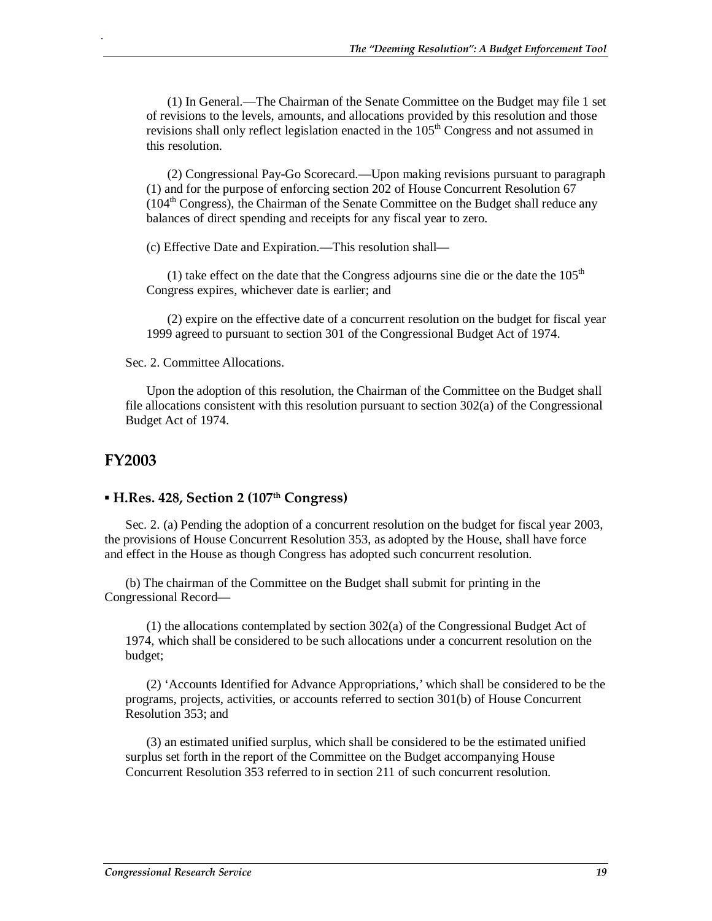(1) In General.—The Chairman of the Senate Committee on the Budget may file 1 set of revisions to the levels, amounts, and allocations provided by this resolution and those revisions shall only reflect legislation enacted in the 105th Congress and not assumed in this resolution.

(2) Congressional Pay-Go Scorecard.—Upon making revisions pursuant to paragraph (1) and for the purpose of enforcing section 202 of House Concurrent Resolution 67 (104th Congress), the Chairman of the Senate Committee on the Budget shall reduce any balances of direct spending and receipts for any fiscal year to zero.

(c) Effective Date and Expiration.—This resolution shall—

(1) take effect on the date that the Congress adjourns sine die or the date the 105th Congress expires, whichever date is earlier; and

(2) expire on the effective date of a concurrent resolution on the budget for fiscal year 1999 agreed to pursuant to section 301 of the Congressional Budget Act of 1974.

Sec. 2. Committee Allocations.

Upon the adoption of this resolution, the Chairman of the Committee on the Budget shall file allocations consistent with this resolution pursuant to section 302(a) of the Congressional Budget Act of 1974.

## FY2003

### ▪ H.Res. 428, Section 2 (107th Congress)

Sec. 2. (a) Pending the adoption of a concurrent resolution on the budget for fiscal year 2003, the provisions of House Concurrent Resolution 353, as adopted by the House, shall have force and effect in the House as though Congress has adopted such concurrent resolution.

(b) The chairman of the Committee on the Budget shall submit for printing in the Congressional Record—

(1) the allocations contemplated by section 302(a) of the Congressional Budget Act of 1974, which shall be considered to be such allocations under a concurrent resolution on the budget;

(2) 'Accounts Identified for Advance Appropriations,' which shall be considered to be the programs, projects, activities, or accounts referred to section 301(b) of House Concurrent Resolution 353; and

(3) an estimated unified surplus, which shall be considered to be the estimated unified surplus set forth in the report of the Committee on the Budget accompanying House Concurrent Resolution 353 referred to in section 211 of such concurrent resolution.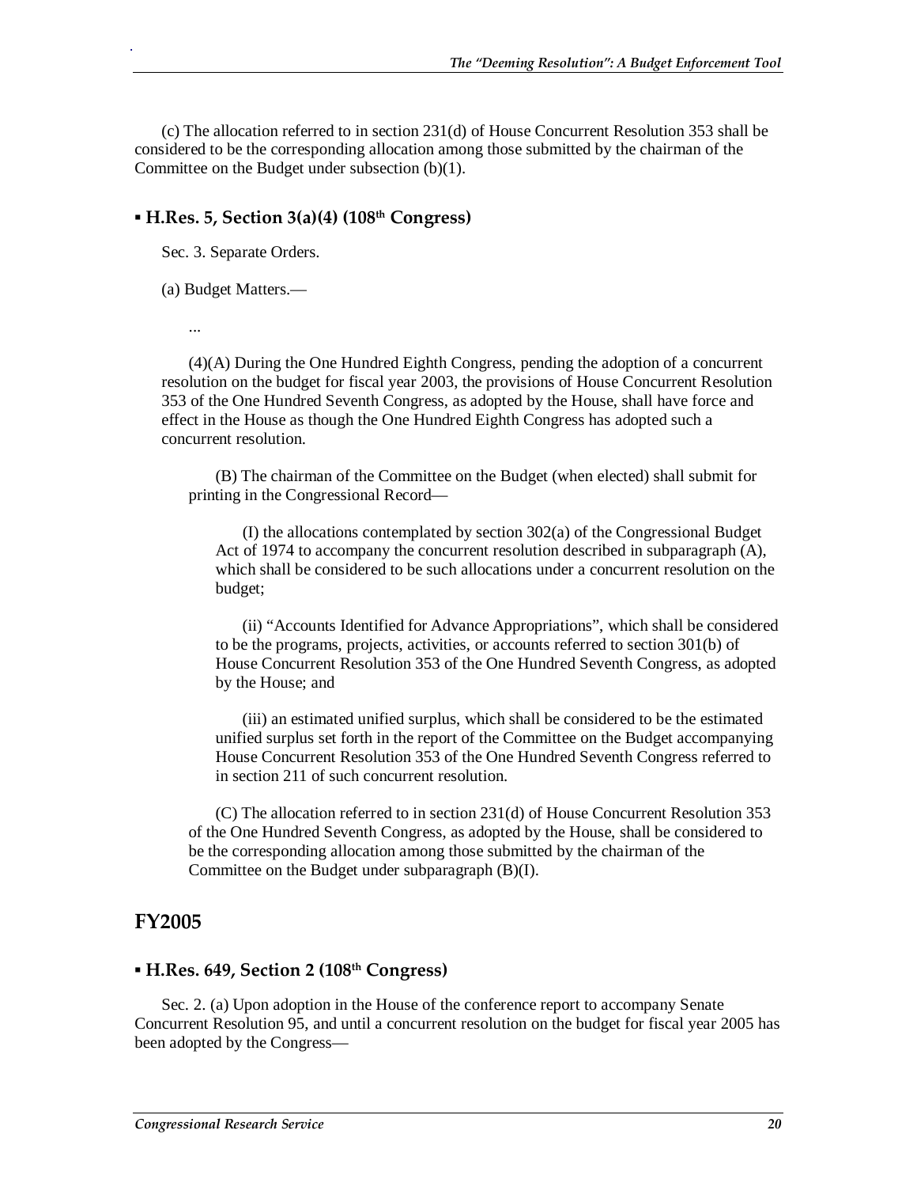(c) The allocation referred to in section 231(d) of House Concurrent Resolution 353 shall be considered to be the corresponding allocation among those submitted by the chairman of the Committee on the Budget under subsection (b)(1).

### ▪ H.Res. 5, Section 3(a)(4) (108th Congress)

Sec. 3. Separate Orders.

(a) Budget Matters.—

...

(4)(A) During the One Hundred Eighth Congress, pending the adoption of a concurrent resolution on the budget for fiscal year 2003, the provisions of House Concurrent Resolution 353 of the One Hundred Seventh Congress, as adopted by the House, shall have force and effect in the House as though the One Hundred Eighth Congress has adopted such a concurrent resolution.

(B) The chairman of the Committee on the Budget (when elected) shall submit for printing in the Congressional Record—

(I) the allocations contemplated by section 302(a) of the Congressional Budget Act of 1974 to accompany the concurrent resolution described in subparagraph (A), which shall be considered to be such allocations under a concurrent resolution on the budget;

(ii) "Accounts Identified for Advance Appropriations", which shall be considered to be the programs, projects, activities, or accounts referred to section 301(b) of House Concurrent Resolution 353 of the One Hundred Seventh Congress, as adopted by the House; and

(iii) an estimated unified surplus, which shall be considered to be the estimated unified surplus set forth in the report of the Committee on the Budget accompanying House Concurrent Resolution 353 of the One Hundred Seventh Congress referred to in section 211 of such concurrent resolution.

(C) The allocation referred to in section 231(d) of House Concurrent Resolution 353 of the One Hundred Seventh Congress, as adopted by the House, shall be considered to be the corresponding allocation among those submitted by the chairman of the Committee on the Budget under subparagraph (B)(I).

## FY2005

### ▪ H.Res. 649, Section 2 (108th Congress)

Sec. 2. (a) Upon adoption in the House of the conference report to accompany Senate Concurrent Resolution 95, and until a concurrent resolution on the budget for fiscal year 2005 has been adopted by the Congress—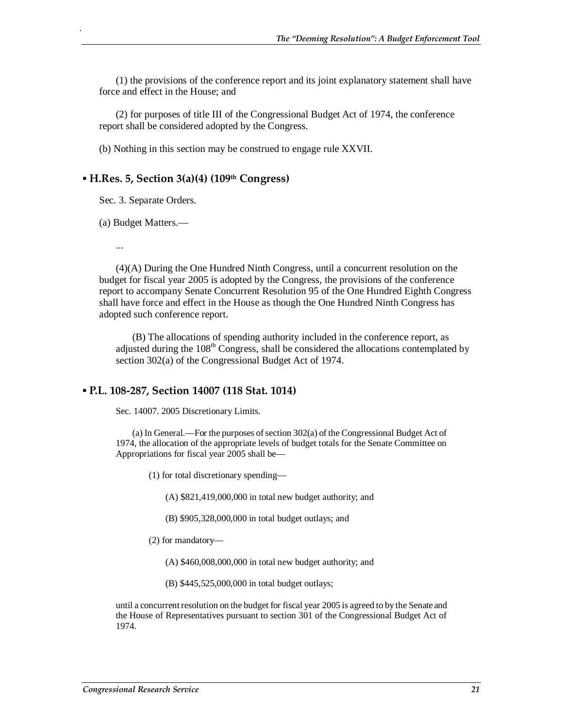(1) the provisions of the conference report and its joint explanatory statement shall have force and effect in the House; and

(2) for purposes of title III of the Congressional Budget Act of 1974, the conference report shall be considered adopted by the Congress.

(b) Nothing in this section may be construed to engage rule XXVII.

### ▪ H.Res. 5, Section 3(a)(4) (109th Congress)

Sec. 3. Separate Orders.

(a) Budget Matters.—

...

(4)(A) During the One Hundred Ninth Congress, until a concurrent resolution on the budget for fiscal year 2005 is adopted by the Congress, the provisions of the conference report to accompany Senate Concurrent Resolution 95 of the One Hundred Eighth Congress shall have force and effect in the House as though the One Hundred Ninth Congress has adopted such conference report.

(B) The allocations of spending authority included in the conference report, as adjusted during the 108th Congress, shall be considered the allocations contemplated by section 302(a) of the Congressional Budget Act of 1974.

### ▪ P.L. 108-287, Section 14007 (118 Stat. 1014)

Sec. 14007. 2005 Discretionary Limits.

(a) In General.—For the purposes of section 302(a) of the Congressional Budget Act of 1974, the allocation of the appropriate levels of budget totals for the Senate Committee on Appropriations for fiscal year 2005 shall be—

(1) for total discretionary spending—

(A) $821,419,000,000 in total new budget authority; and

(B) $905,328,000,000 in total budget outlays; and

(2) for mandatory—

(A) $460,008,000,000 in total new budget authority; and

(B) $445,525,000,000 in total budget outlays;

until a concurrent resolution on the budget for fiscal year 2005 is agreed to by the Senate and the House of Representatives pursuant to section 301 of the Congressional Budget Act of 1974.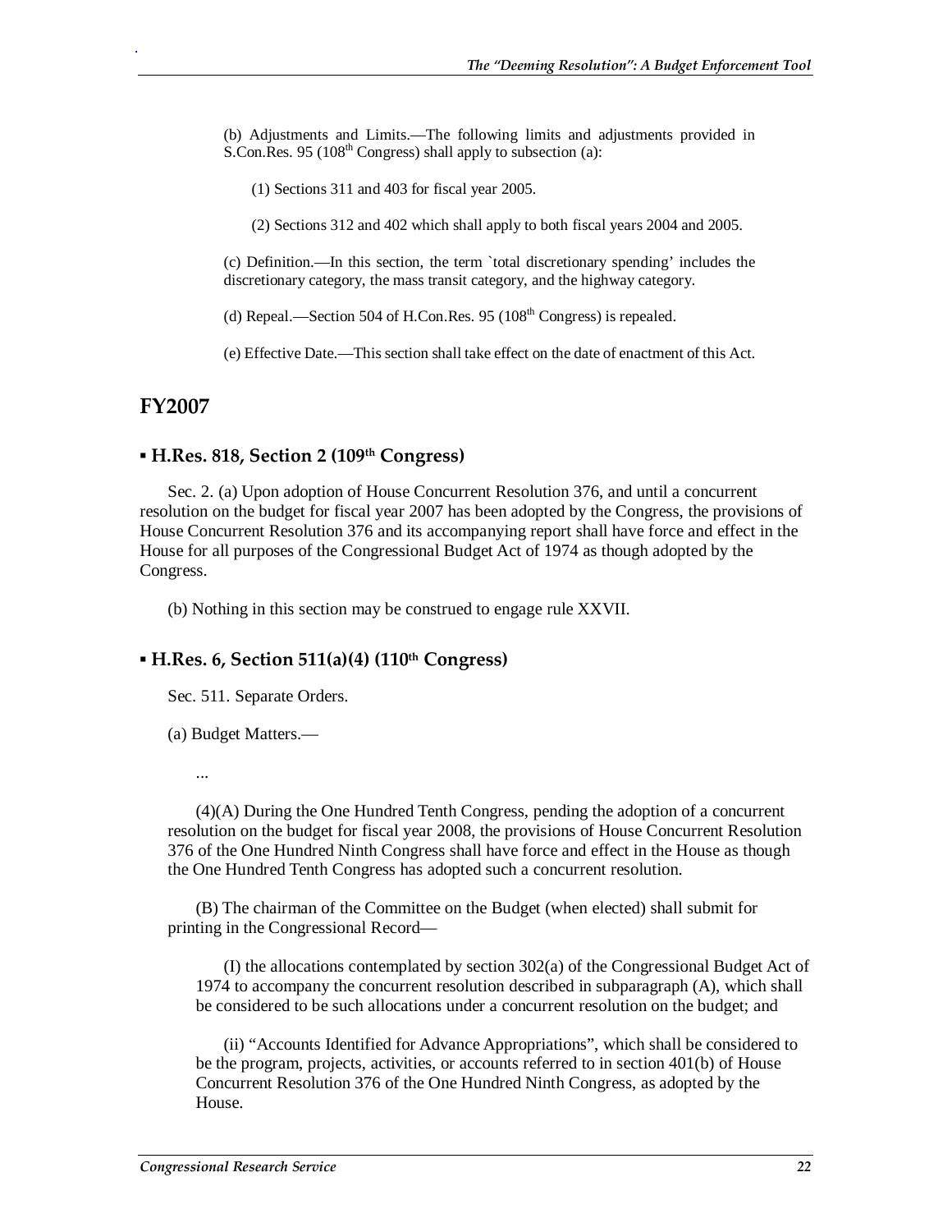(b) Adjustments and Limits.—The following limits and adjustments provided in S.Con.Res. 95 (108th Congress) shall apply to subsection (a):

(1) Sections 311 and 403 for fiscal year 2005.

(2) Sections 312 and 402 which shall apply to both fiscal years 2004 and 2005.

(c) Definition.—In this section, the term `total discretionary spending' includes the discretionary category, the mass transit category, and the highway category.

(d) Repeal.—Section 504 of H.Con.Res. 95 (108th Congress) is repealed.

(e) Effective Date.—This section shall take effect on the date of enactment of this Act.

## FY2007

### ▪ H.Res. 818, Section 2 (109th Congress)

Sec. 2. (a) Upon adoption of House Concurrent Resolution 376, and until a concurrent resolution on the budget for fiscal year 2007 has been adopted by the Congress, the provisions of House Concurrent Resolution 376 and its accompanying report shall have force and effect in the House for all purposes of the Congressional Budget Act of 1974 as though adopted by the Congress.

(b) Nothing in this section may be construed to engage rule XXVII.

### ▪ H.Res. 6, Section 511(a)(4) (110th Congress)

Sec. 511. Separate Orders.

(a) Budget Matters.—

...

(4)(A) During the One Hundred Tenth Congress, pending the adoption of a concurrent resolution on the budget for fiscal year 2008, the provisions of House Concurrent Resolution 376 of the One Hundred Ninth Congress shall have force and effect in the House as though the One Hundred Tenth Congress has adopted such a concurrent resolution.

(B) The chairman of the Committee on the Budget (when elected) shall submit for printing in the Congressional Record—

(I) the allocations contemplated by section 302(a) of the Congressional Budget Act of 1974 to accompany the concurrent resolution described in subparagraph (A), which shall be considered to be such allocations under a concurrent resolution on the budget; and

(ii) "Accounts Identified for Advance Appropriations", which shall be considered to be the program, projects, activities, or accounts referred to in section 401(b) of House Concurrent Resolution 376 of the One Hundred Ninth Congress, as adopted by the House.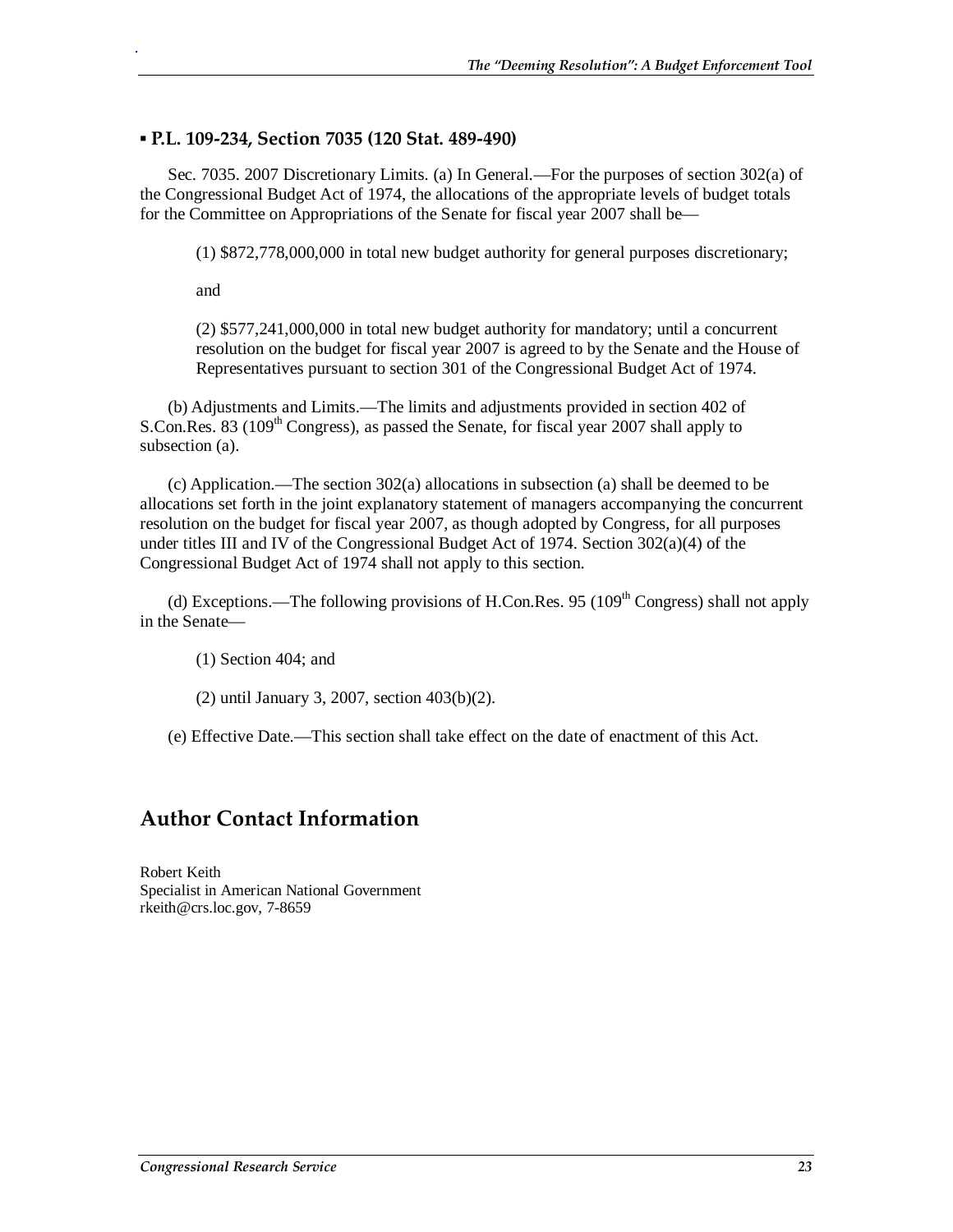- **P.L. 109-234, Section 7035 (120 Stat. 489-490)**

Sec. 7035. 2007 Discretionary Limits. (a) In General.—For the purposes of section 302(a) of the Congressional Budget Act of 1974, the allocations of the appropriate levels of budget totals for the Committee on Appropriations of the Senate for fiscal year 2007 shall be—

(1) $872,778,000,000 in total new budget authority for general purposes discretionary;

and

(2) $577,241,000,000 in total new budget authority for mandatory; until a concurrent resolution on the budget for fiscal year 2007 is agreed to by the Senate and the House of Representatives pursuant to section 301 of the Congressional Budget Act of 1974.

(b) Adjustments and Limits.—The limits and adjustments provided in section 402 of S.Con.Res. 83 (109th Congress), as passed the Senate, for fiscal year 2007 shall apply to subsection (a).

(c) Application.—The section 302(a) allocations in subsection (a) shall be deemed to be allocations set forth in the joint explanatory statement of managers accompanying the concurrent resolution on the budget for fiscal year 2007, as though adopted by Congress, for all purposes under titles III and IV of the Congressional Budget Act of 1974. Section 302(a)(4) of the Congressional Budget Act of 1974 shall not apply to this section.

(d) Exceptions.—The following provisions of H.Con.Res. 95 (109th Congress) shall not apply in the Senate—

(1) Section 404; and

(2) until January 3, 2007, section 403(b)(2).

(e) Effective Date.—This section shall take effect on the date of enactment of this Act.

## Author Contact Information

Robert Keith
Specialist in American National Government
rkeith@crs.loc.gov, 7-8659